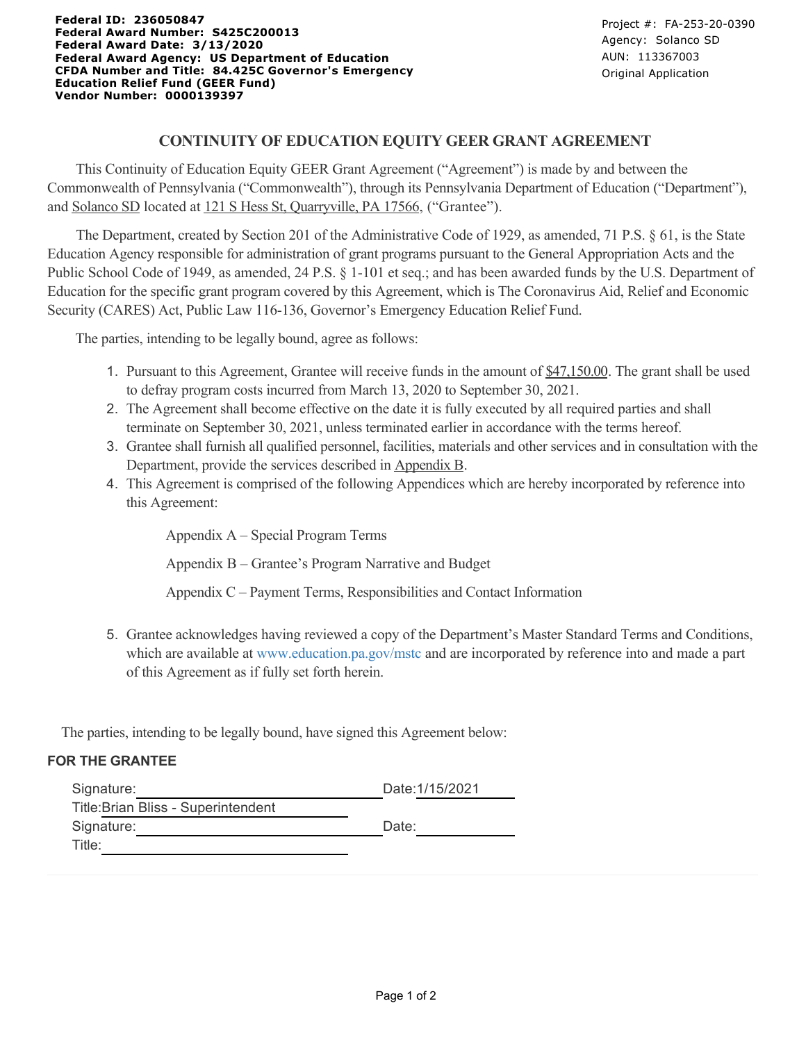**Federal ID: 236050847**
**Federal Award Number: S425C200013**
**Federal Award Date: 3/13/2020**
**Federal Award Agency: US Department of Education**
**CFDA Number and Title: 84.425C Governor's Emergency Education Relief Fund (GEER Fund)**
**Vendor Number: 0000139397**

Project #: FA-253-20-0390
Agency: Solanco SD
AUN: 113367003
Original Application

# CONTINUITY OF EDUCATION EQUITY GEER GRANT AGREEMENT

This Continuity of Education Equity GEER Grant Agreement ("Agreement") is made by and between the Commonwealth of Pennsylvania ("Commonwealth"), through its Pennsylvania Department of Education ("Department"), and Solanco SD located at 121 S Hess St, Quarryville, PA 17566, ("Grantee").

The Department, created by Section 201 of the Administrative Code of 1929, as amended, 71 P.S. § 61, is the State Education Agency responsible for administration of grant programs pursuant to the General Appropriation Acts and the Public School Code of 1949, as amended, 24 P.S. § 1-101 et seq.; and has been awarded funds by the U.S. Department of Education for the specific grant program covered by this Agreement, which is The Coronavirus Aid, Relief and Economic Security (CARES) Act, Public Law 116-136, Governor's Emergency Education Relief Fund.

The parties, intending to be legally bound, agree as follows:

1. Pursuant to this Agreement, Grantee will receive funds in the amount of $47,150.00. The grant shall be used to defray program costs incurred from March 13, 2020 to September 30, 2021.
2. The Agreement shall become effective on the date it is fully executed by all required parties and shall terminate on September 30, 2021, unless terminated earlier in accordance with the terms hereof.
3. Grantee shall furnish all qualified personnel, facilities, materials and other services and in consultation with the Department, provide the services described in Appendix B.
4. This Agreement is comprised of the following Appendices which are hereby incorporated by reference into this Agreement:

   Appendix A – Special Program Terms

   Appendix B – Grantee's Program Narrative and Budget

   Appendix C – Payment Terms, Responsibilities and Contact Information

5. Grantee acknowledges having reviewed a copy of the Department's Master Standard Terms and Conditions, which are available at www.education.pa.gov/mstc and are incorporated by reference into and made a part of this Agreement as if fully set forth herein.

The parties, intending to be legally bound, have signed this Agreement below:

**FOR THE GRANTEE**

Signature: ______________________ Date: 1/15/2021
Title: Brian Bliss - Superintendent
Signature: ______________________ Date: ______________
Title: ______________________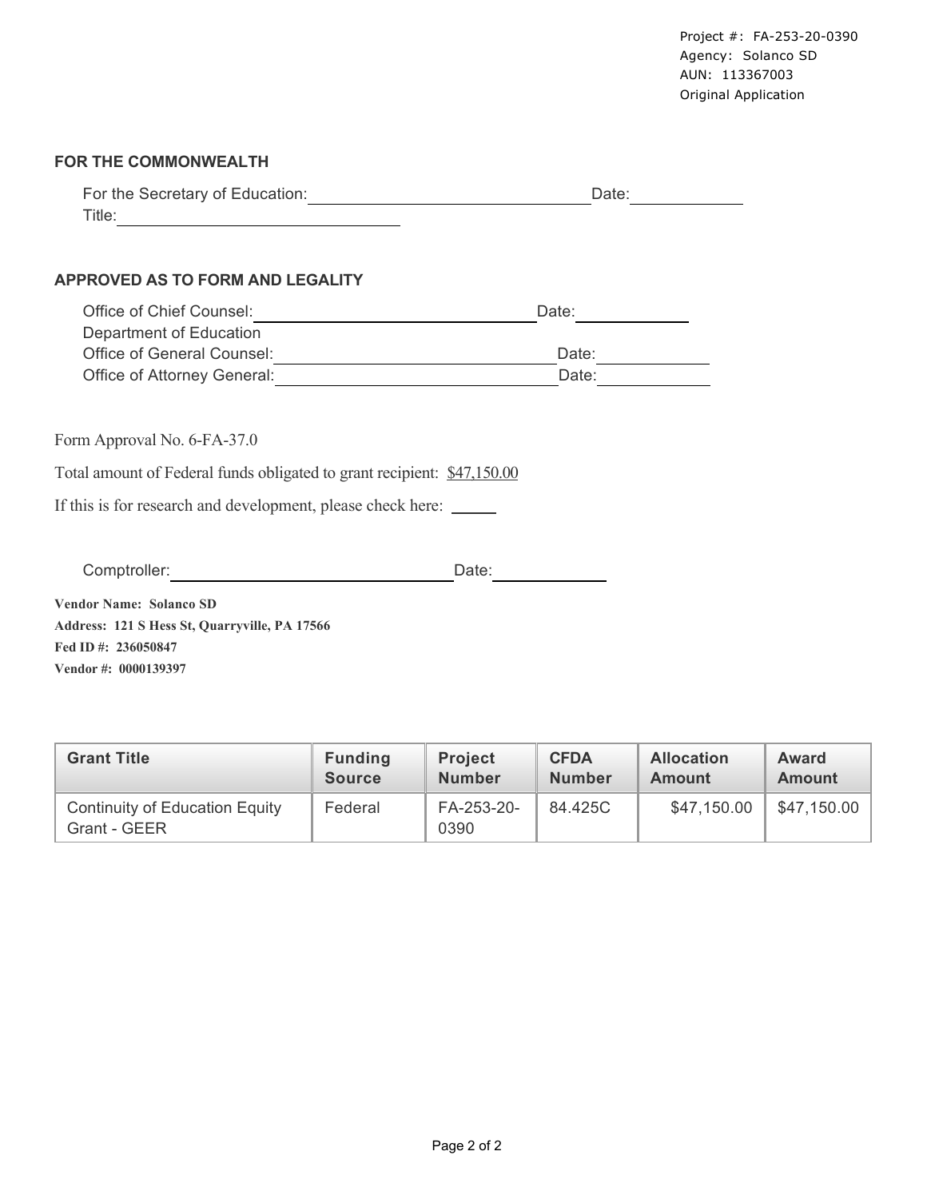Project #: FA-253-20-0390
Agency: Solanco SD
AUN: 113367003
Original Application

## FOR THE COMMONWEALTH

For the Secretary of Education: ______________________________ Date: ____________
Title: ______________________________

## APPROVED AS TO FORM AND LEGALITY

Office of Chief Counsel: ______________________________ Date: ____________
Department of Education
Office of General Counsel: ______________________________ Date: ____________
Office of Attorney General: ______________________________ Date: ____________

Form Approval No. 6-FA-37.0

Total amount of Federal funds obligated to grant recipient: $47,150.00

If this is for research and development, please check here: _____

Comptroller: ______________________________ Date: ____________

**Vendor Name: Solanco SD**
**Address: 121 S Hess St, Quarryville, PA 17566**
**Fed ID #: 236050847**
**Vendor #: 0000139397**

| Grant Title | Funding Source | Project Number | CFDA Number | Allocation Amount | Award Amount |
|---|---|---|---|---|---|
| Continuity of Education Equity Grant - GEER | Federal | FA-253-20-0390 | 84.425C | $47,150.00 | $47,150.00 |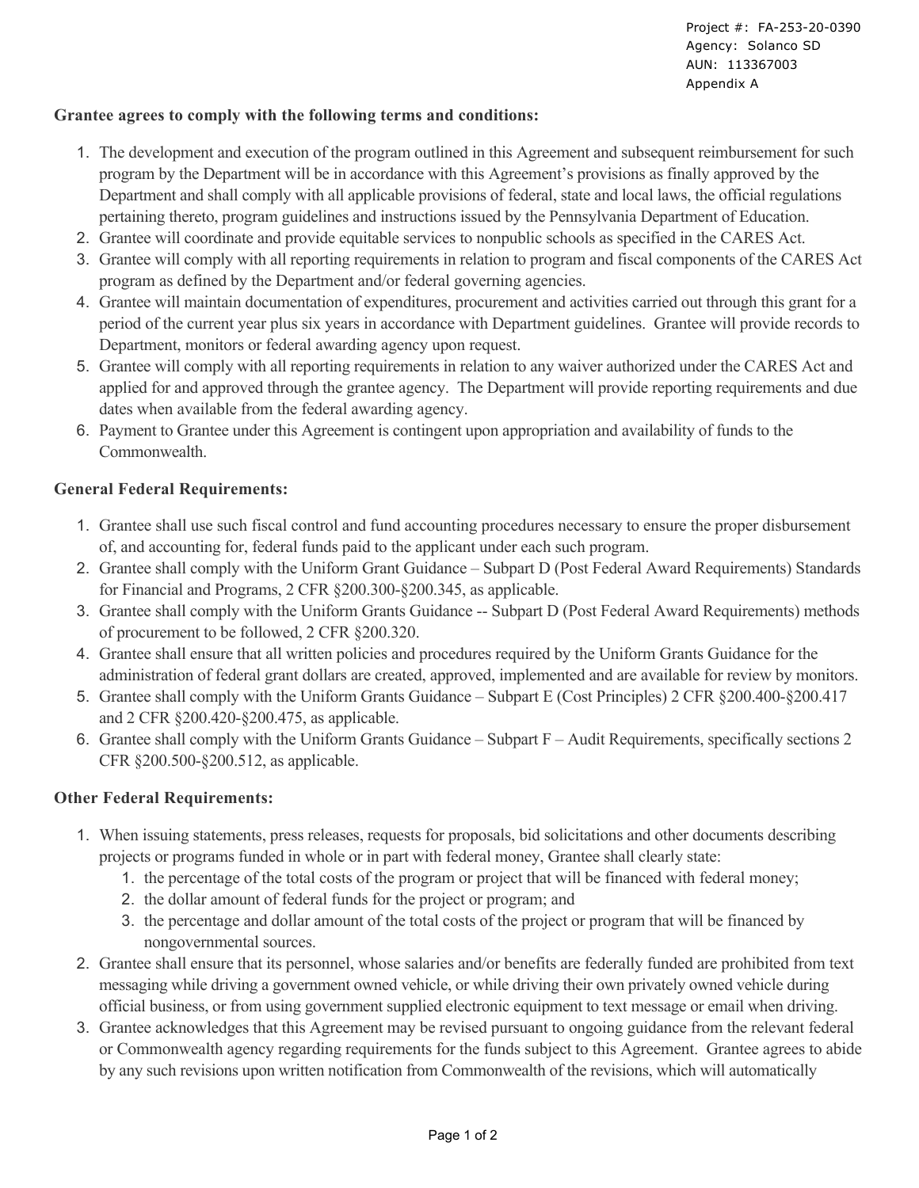Project #: FA-253-20-0390
Agency: Solanco SD
AUN: 113367003
Appendix A

**Grantee agrees to comply with the following terms and conditions:**

1. The development and execution of the program outlined in this Agreement and subsequent reimbursement for such program by the Department will be in accordance with this Agreement's provisions as finally approved by the Department and shall comply with all applicable provisions of federal, state and local laws, the official regulations pertaining thereto, program guidelines and instructions issued by the Pennsylvania Department of Education.
2. Grantee will coordinate and provide equitable services to nonpublic schools as specified in the CARES Act.
3. Grantee will comply with all reporting requirements in relation to program and fiscal components of the CARES Act program as defined by the Department and/or federal governing agencies.
4. Grantee will maintain documentation of expenditures, procurement and activities carried out through this grant for a period of the current year plus six years in accordance with Department guidelines. Grantee will provide records to Department, monitors or federal awarding agency upon request.
5. Grantee will comply with all reporting requirements in relation to any waiver authorized under the CARES Act and applied for and approved through the grantee agency. The Department will provide reporting requirements and due dates when available from the federal awarding agency.
6. Payment to Grantee under this Agreement is contingent upon appropriation and availability of funds to the Commonwealth.

**General Federal Requirements:**

1. Grantee shall use such fiscal control and fund accounting procedures necessary to ensure the proper disbursement of, and accounting for, federal funds paid to the applicant under each such program.
2. Grantee shall comply with the Uniform Grant Guidance – Subpart D (Post Federal Award Requirements) Standards for Financial and Programs, 2 CFR §200.300-§200.345, as applicable.
3. Grantee shall comply with the Uniform Grants Guidance -- Subpart D (Post Federal Award Requirements) methods of procurement to be followed, 2 CFR §200.320.
4. Grantee shall ensure that all written policies and procedures required by the Uniform Grants Guidance for the administration of federal grant dollars are created, approved, implemented and are available for review by monitors.
5. Grantee shall comply with the Uniform Grants Guidance – Subpart E (Cost Principles) 2 CFR §200.400-§200.417 and 2 CFR §200.420-§200.475, as applicable.
6. Grantee shall comply with the Uniform Grants Guidance – Subpart F – Audit Requirements, specifically sections 2 CFR §200.500-§200.512, as applicable.

**Other Federal Requirements:**

1. When issuing statements, press releases, requests for proposals, bid solicitations and other documents describing projects or programs funded in whole or in part with federal money, Grantee shall clearly state:
    1. the percentage of the total costs of the program or project that will be financed with federal money;
    2. the dollar amount of federal funds for the project or program; and
    3. the percentage and dollar amount of the total costs of the project or program that will be financed by nongovernmental sources.
2. Grantee shall ensure that its personnel, whose salaries and/or benefits are federally funded are prohibited from text messaging while driving a government owned vehicle, or while driving their own privately owned vehicle during official business, or from using government supplied electronic equipment to text message or email when driving.
3. Grantee acknowledges that this Agreement may be revised pursuant to ongoing guidance from the relevant federal or Commonwealth agency regarding requirements for the funds subject to this Agreement. Grantee agrees to abide by any such revisions upon written notification from Commonwealth of the revisions, which will automatically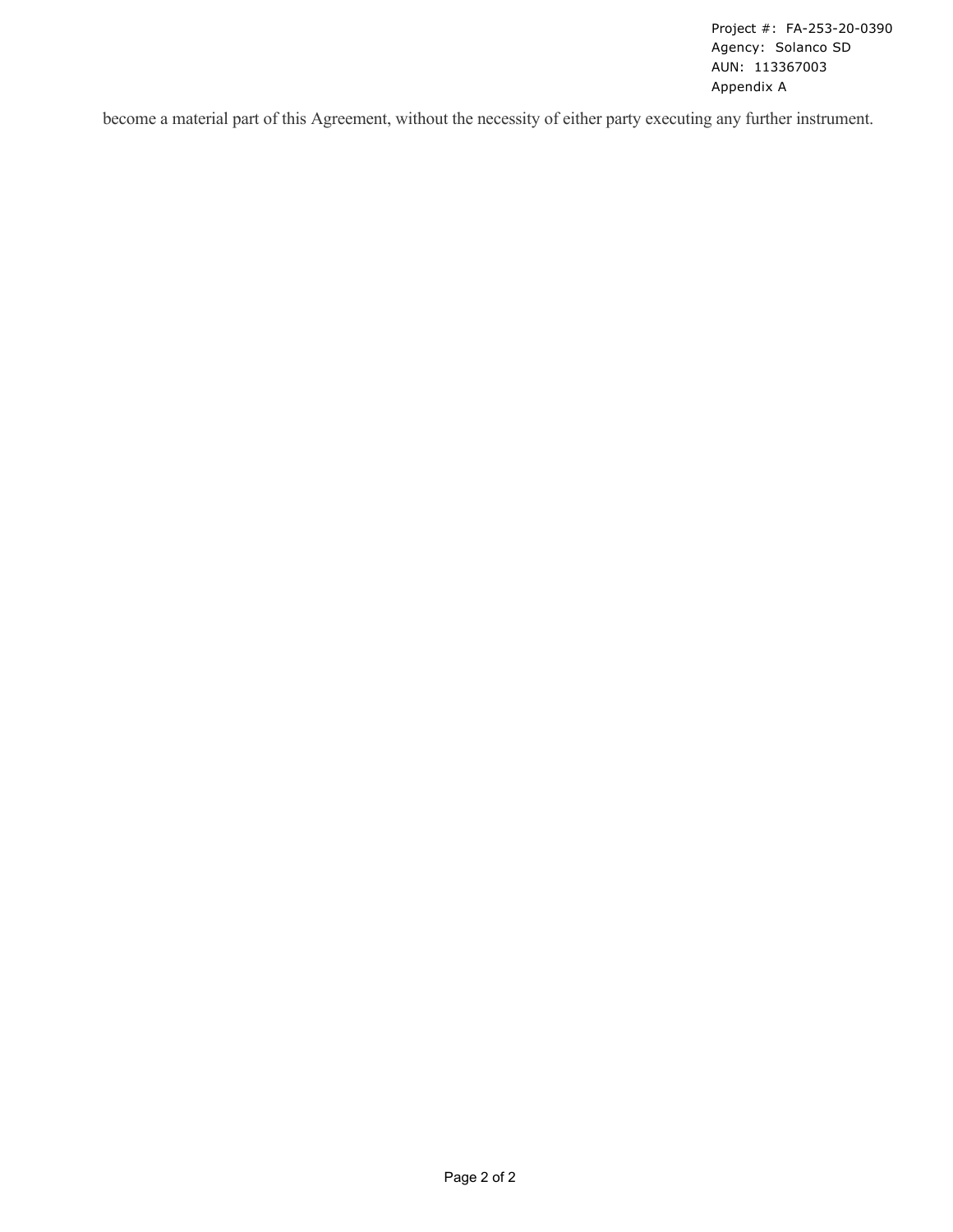become a material part of this Agreement, without the necessity of either party executing any further instrument.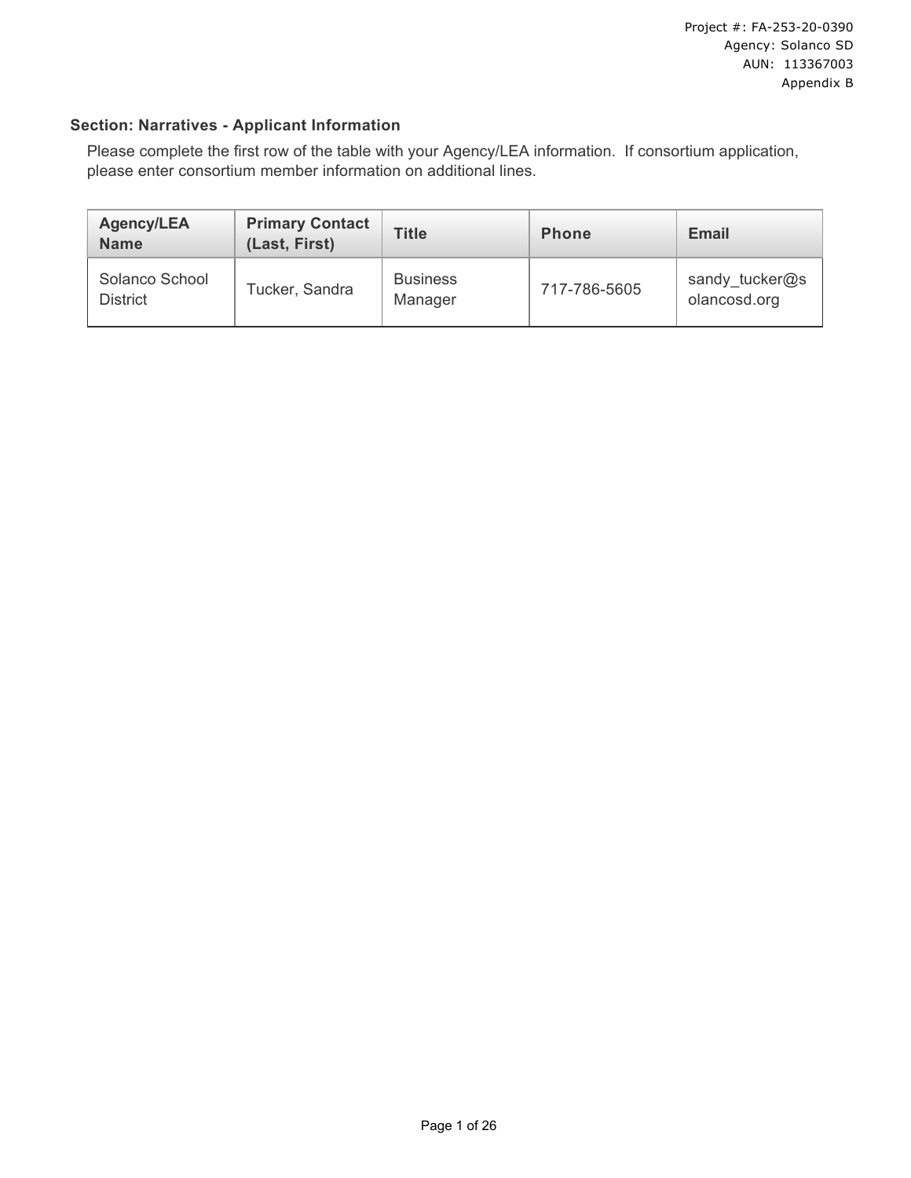## Section: Narratives - Applicant Information

Please complete the first row of the table with your Agency/LEA information. If consortium application, please enter consortium member information on additional lines.

| Agency/LEA Name | Primary Contact (Last, First) | Title | Phone | Email |
| --- | --- | --- | --- | --- |
| Solanco School District | Tucker, Sandra | Business Manager | 717-786-5605 | sandy_tucker@solancosd.org |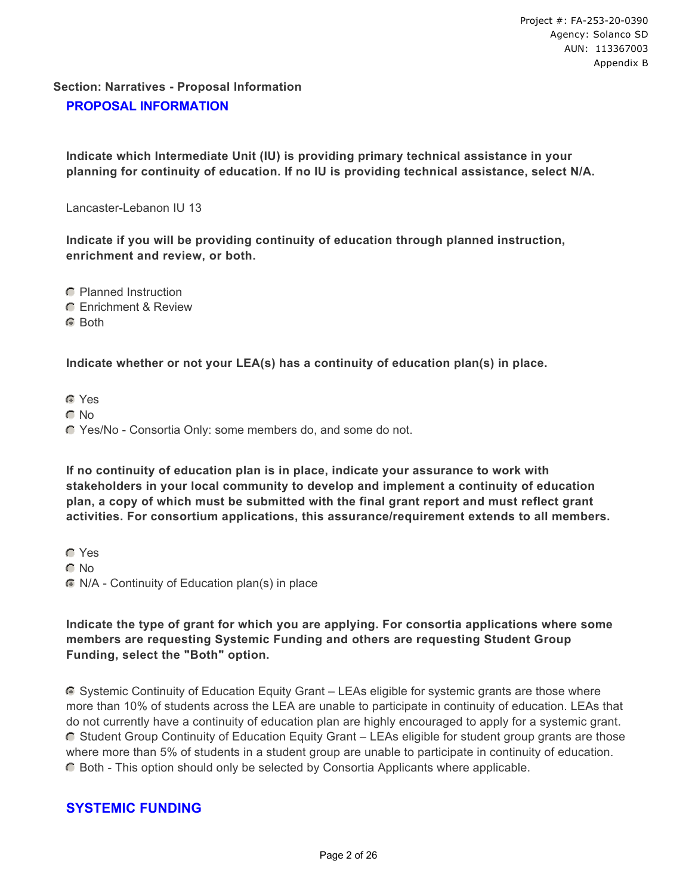**Section: Narratives - Proposal Information**

## PROPOSAL INFORMATION

**Indicate which Intermediate Unit (IU) is providing primary technical assistance in your planning for continuity of education. If no IU is providing technical assistance, select N/A.**

Lancaster-Lebanon IU 13

**Indicate if you will be providing continuity of education through planned instruction, enrichment and review, or both.**

- ○ Planned Instruction
- ○ Enrichment & Review
- ◉ Both

**Indicate whether or not your LEA(s) has a continuity of education plan(s) in place.**

- ◉ Yes
- ○ No
- ○ Yes/No - Consortia Only: some members do, and some do not.

**If no continuity of education plan is in place, indicate your assurance to work with stakeholders in your local community to develop and implement a continuity of education plan, a copy of which must be submitted with the final grant report and must reflect grant activities. For consortium applications, this assurance/requirement extends to all members.**

- ○ Yes
- ○ No
- ◉ N/A - Continuity of Education plan(s) in place

**Indicate the type of grant for which you are applying. For consortia applications where some members are requesting Systemic Funding and others are requesting Student Group Funding, select the "Both" option.**

- ◉ Systemic Continuity of Education Equity Grant – LEAs eligible for systemic grants are those where more than 10% of students across the LEA are unable to participate in continuity of education. LEAs that do not currently have a continuity of education plan are highly encouraged to apply for a systemic grant.
- ○ Student Group Continuity of Education Equity Grant – LEAs eligible for student group grants are those where more than 5% of students in a student group are unable to participate in continuity of education.
- ○ Both - This option should only be selected by Consortia Applicants where applicable.

## SYSTEMIC FUNDING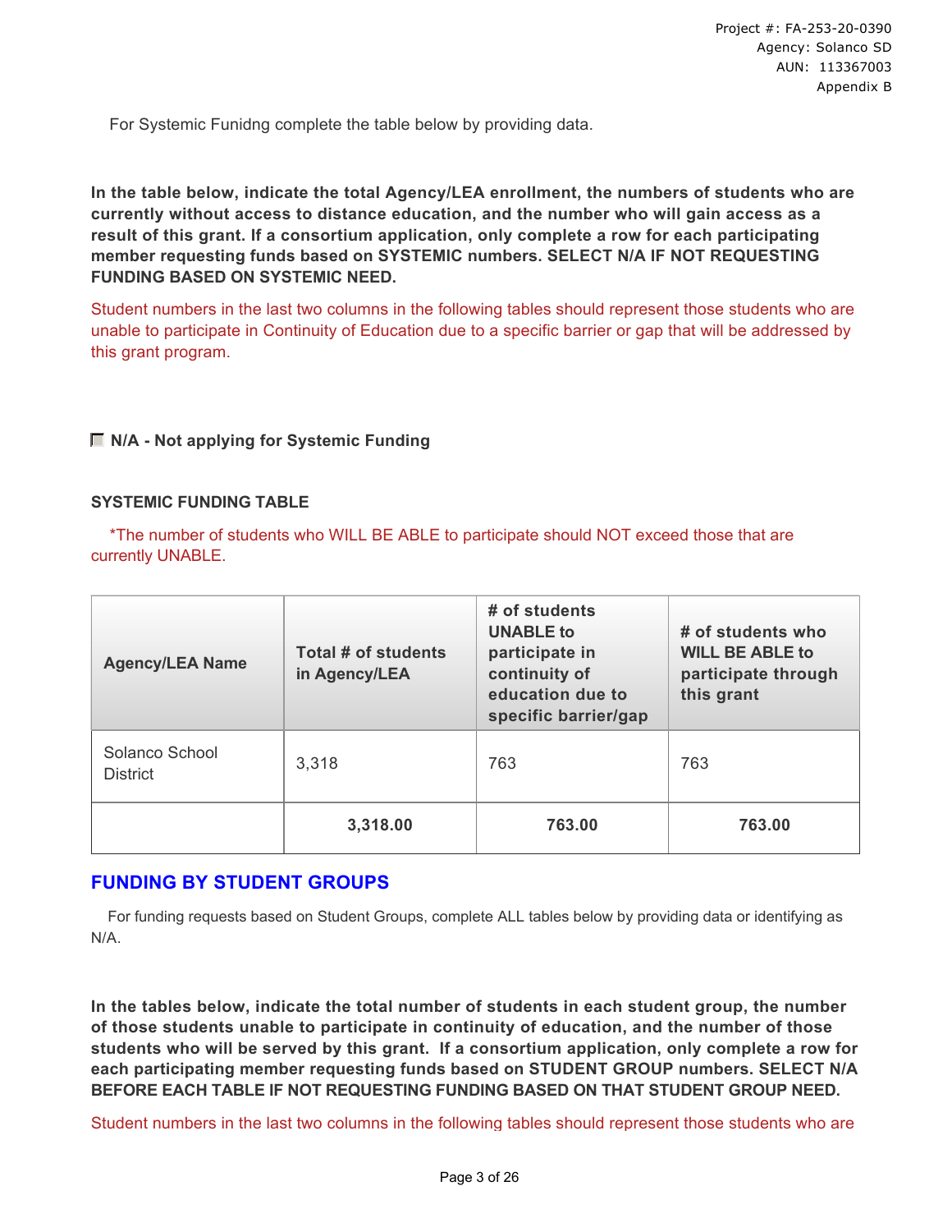For Systemic Funidng complete the table below by providing data.

**In the table below, indicate the total Agency/LEA enrollment, the numbers of students who are currently without access to distance education, and the number who will gain access as a result of this grant. If a consortium application, only complete a row for each participating member requesting funds based on SYSTEMIC numbers. SELECT N/A IF NOT REQUESTING FUNDING BASED ON SYSTEMIC NEED.**

Student numbers in the last two columns in the following tables should represent those students who are unable to participate in Continuity of Education due to a specific barrier or gap that will be addressed by this grant program.

☐ **N/A - Not applying for Systemic Funding**

**SYSTEMIC FUNDING TABLE**

*The number of students who WILL BE ABLE to participate should NOT exceed those that are currently UNABLE.

| Agency/LEA Name | Total # of students in Agency/LEA | # of students UNABLE to participate in continuity of education due to specific barrier/gap | # of students who WILL BE ABLE to participate through this grant |
|---|---|---|---|
| Solanco School District | 3,318 | 763 | 763 |
| | **3,318.00** | **763.00** | **763.00** |

## FUNDING BY STUDENT GROUPS

For funding requests based on Student Groups, complete ALL tables below by providing data or identifying as N/A.

**In the tables below, indicate the total number of students in each student group, the number of those students unable to participate in continuity of education, and the number of those students who will be served by this grant. If a consortium application, only complete a row for each participating member requesting funds based on STUDENT GROUP numbers. SELECT N/A BEFORE EACH TABLE IF NOT REQUESTING FUNDING BASED ON THAT STUDENT GROUP NEED.**

Student numbers in the last two columns in the following tables should represent those students who are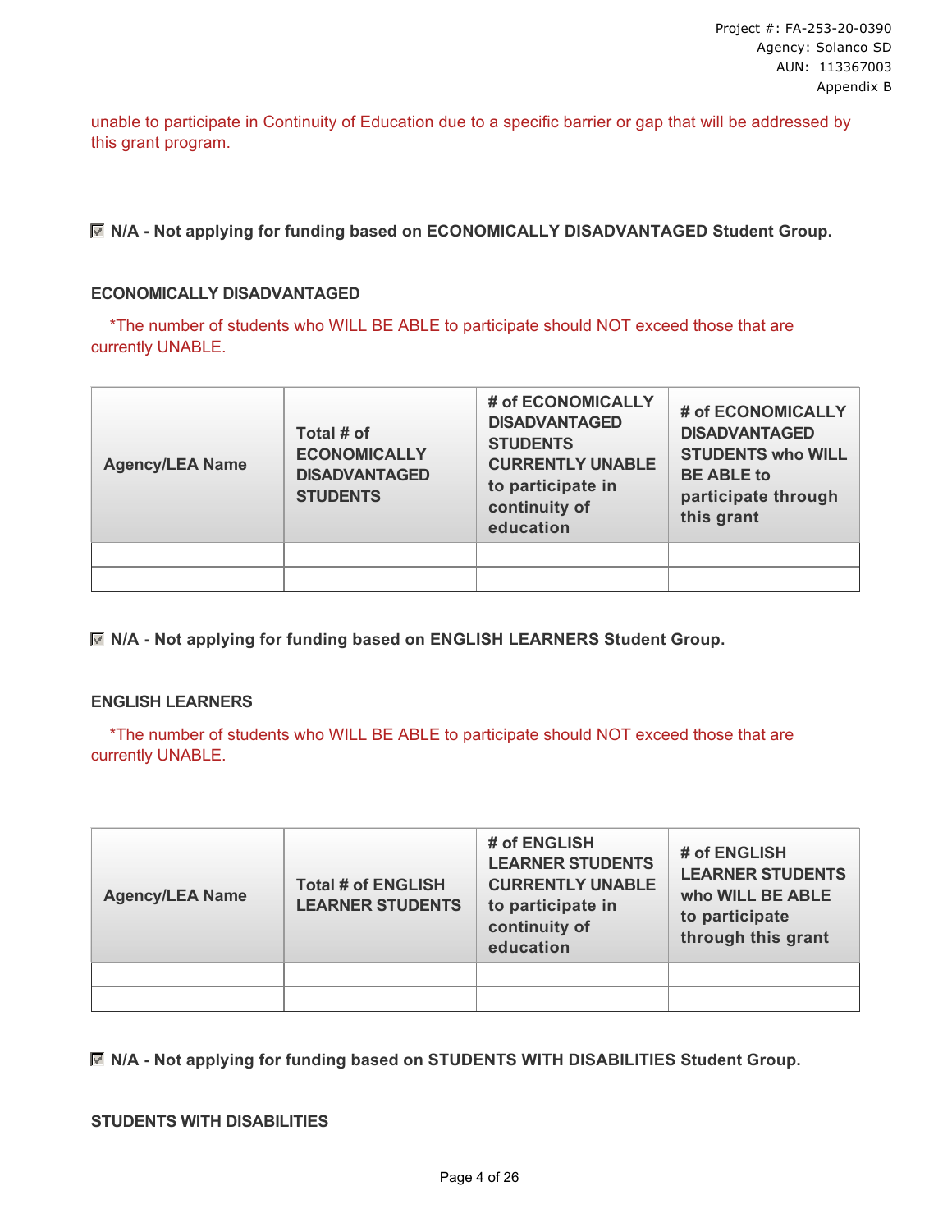unable to participate in Continuity of Education due to a specific barrier or gap that will be addressed by this grant program.

☑ **N/A - Not applying for funding based on ECONOMICALLY DISADVANTAGED Student Group.**

**ECONOMICALLY DISADVANTAGED**

*The number of students who WILL BE ABLE to participate should NOT exceed those that are currently UNABLE.

| Agency/LEA Name | Total # of ECONOMICALLY DISADVANTAGED STUDENTS | # of ECONOMICALLY DISADVANTAGED STUDENTS CURRENTLY UNABLE to participate in continuity of education | # of ECONOMICALLY DISADVANTAGED STUDENTS who WILL BE ABLE to participate through this grant |
|---|---|---|---|
| | | | |
| | | | |

☑ **N/A - Not applying for funding based on ENGLISH LEARNERS Student Group.**

**ENGLISH LEARNERS**

*The number of students who WILL BE ABLE to participate should NOT exceed those that are currently UNABLE.

| Agency/LEA Name | Total # of ENGLISH LEARNER STUDENTS | # of ENGLISH LEARNER STUDENTS CURRENTLY UNABLE to participate in continuity of education | # of ENGLISH LEARNER STUDENTS who WILL BE ABLE to participate through this grant |
|---|---|---|---|
| | | | |
| | | | |

☑ **N/A - Not applying for funding based on STUDENTS WITH DISABILITIES Student Group.**

**STUDENTS WITH DISABILITIES**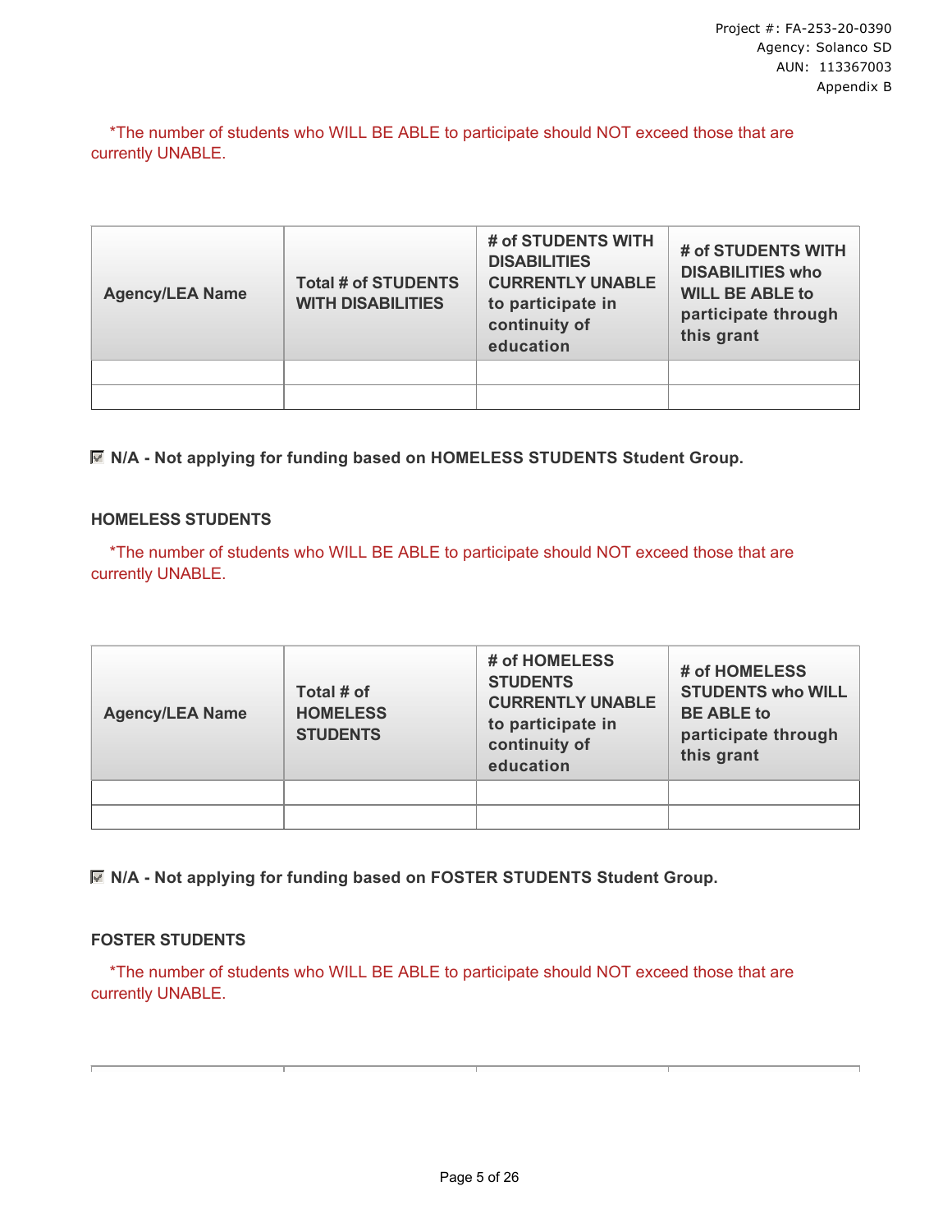*The number of students who WILL BE ABLE to participate should NOT exceed those that are currently UNABLE.

| Agency/LEA Name | Total # of STUDENTS WITH DISABILITIES | # of STUDENTS WITH DISABILITIES CURRENTLY UNABLE to participate in continuity of education | # of STUDENTS WITH DISABILITIES who WILL BE ABLE to participate through this grant |
|---|---|---|---|
| | | | |
| | | | |

☑ **N/A - Not applying for funding based on HOMELESS STUDENTS Student Group.**

**HOMELESS STUDENTS**

*The number of students who WILL BE ABLE to participate should NOT exceed those that are currently UNABLE.

| Agency/LEA Name | Total # of HOMELESS STUDENTS | # of HOMELESS STUDENTS CURRENTLY UNABLE to participate in continuity of education | # of HOMELESS STUDENTS who WILL BE ABLE to participate through this grant |
|---|---|---|---|
| | | | |
| | | | |

☑ **N/A - Not applying for funding based on FOSTER STUDENTS Student Group.**

**FOSTER STUDENTS**

*The number of students who WILL BE ABLE to participate should NOT exceed those that are currently UNABLE.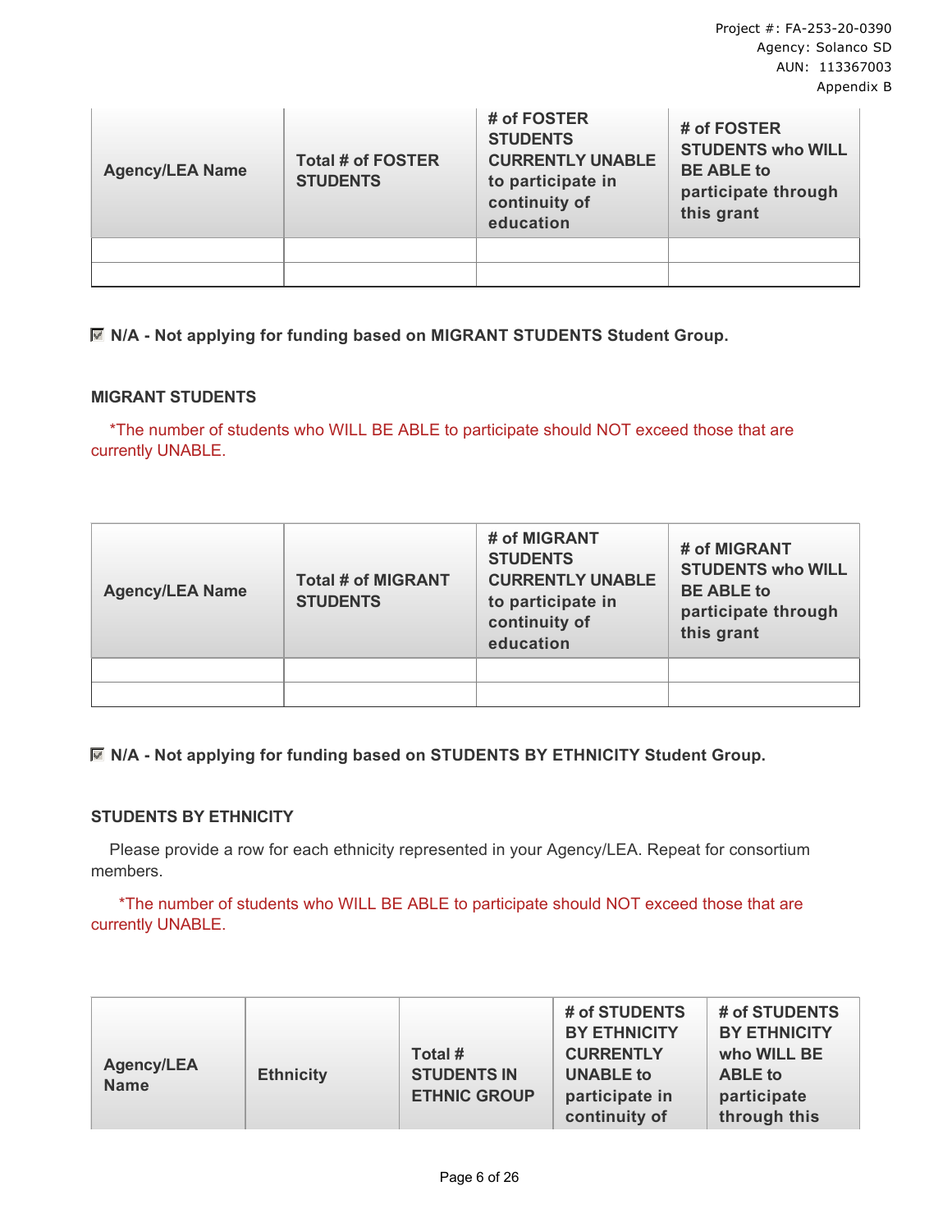| Agency/LEA Name | Total # of FOSTER STUDENTS | # of FOSTER STUDENTS CURRENTLY UNABLE to participate in continuity of education | # of FOSTER STUDENTS who WILL BE ABLE to participate through this grant |
|---|---|---|---|
| | | | |
| | | | |

☑ **N/A - Not applying for funding based on MIGRANT STUDENTS Student Group.**

**MIGRANT STUDENTS**

*The number of students who WILL BE ABLE to participate should NOT exceed those that are currently UNABLE.

| Agency/LEA Name | Total # of MIGRANT STUDENTS | # of MIGRANT STUDENTS CURRENTLY UNABLE to participate in continuity of education | # of MIGRANT STUDENTS who WILL BE ABLE to participate through this grant |
|---|---|---|---|
| | | | |
| | | | |

☑ **N/A - Not applying for funding based on STUDENTS BY ETHNICITY Student Group.**

**STUDENTS BY ETHNICITY**

Please provide a row for each ethnicity represented in your Agency/LEA. Repeat for consortium members.

*The number of students who WILL BE ABLE to participate should NOT exceed those that are currently UNABLE.

| Agency/LEA Name | Ethnicity | Total # STUDENTS IN ETHNIC GROUP | # of STUDENTS BY ETHNICITY CURRENTLY UNABLE to participate in continuity of | # of STUDENTS BY ETHNICITY who WILL BE ABLE to participate through this |
|---|---|---|---|---|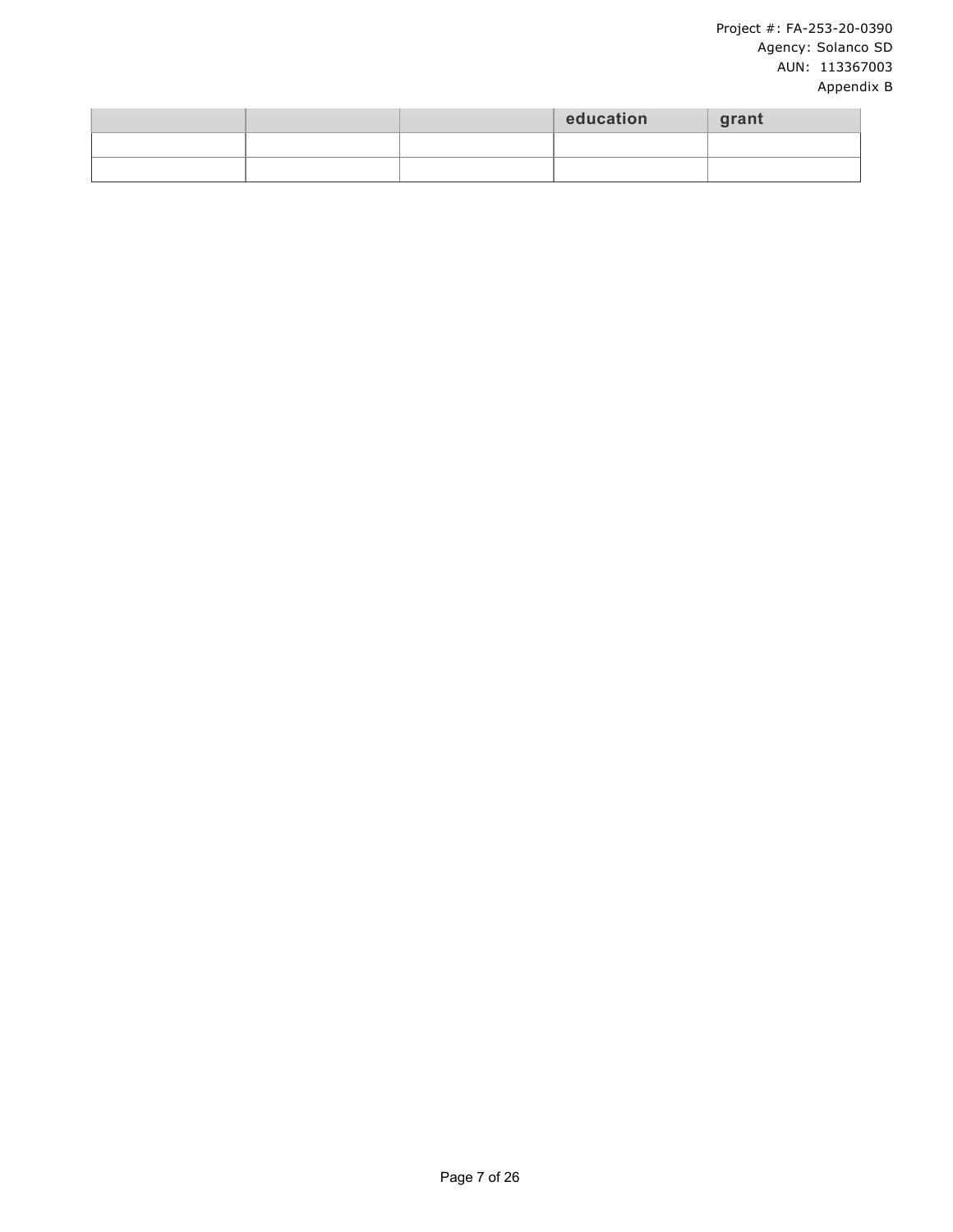|  |  |  | education | grant |
|---|---|---|---|---|
|  |  |  |  |  |
|  |  |  |  |  |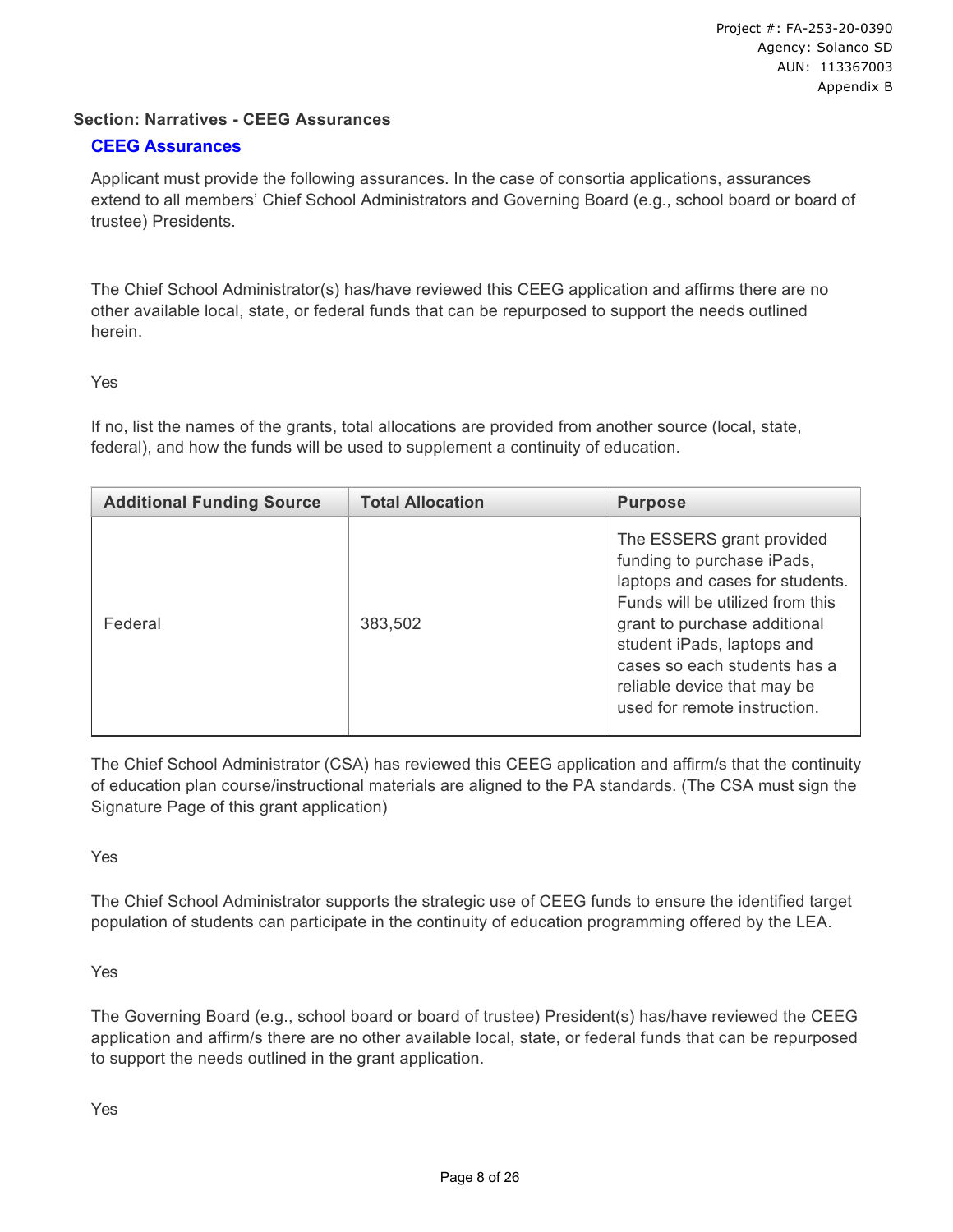**Section: Narratives - CEEG Assurances**

## CEEG Assurances

Applicant must provide the following assurances. In the case of consortia applications, assurances extend to all members' Chief School Administrators and Governing Board (e.g., school board or board of trustee) Presidents.

The Chief School Administrator(s) has/have reviewed this CEEG application and affirms there are no other available local, state, or federal funds that can be repurposed to support the needs outlined herein.

Yes

If no, list the names of the grants, total allocations are provided from another source (local, state, federal), and how the funds will be used to supplement a continuity of education.

| Additional Funding Source | Total Allocation | Purpose |
|---|---|---|
| Federal | 383,502 | The ESSERS grant provided funding to purchase iPads, laptops and cases for students. Funds will be utilized from this grant to purchase additional student iPads, laptops and cases so each students has a reliable device that may be used for remote instruction. |

The Chief School Administrator (CSA) has reviewed this CEEG application and affirm/s that the continuity of education plan course/instructional materials are aligned to the PA standards. (The CSA must sign the Signature Page of this grant application)

Yes

The Chief School Administrator supports the strategic use of CEEG funds to ensure the identified target population of students can participate in the continuity of education programming offered by the LEA.

Yes

The Governing Board (e.g., school board or board of trustee) President(s) has/have reviewed the CEEG application and affirm/s there are no other available local, state, or federal funds that can be repurposed to support the needs outlined in the grant application.

Yes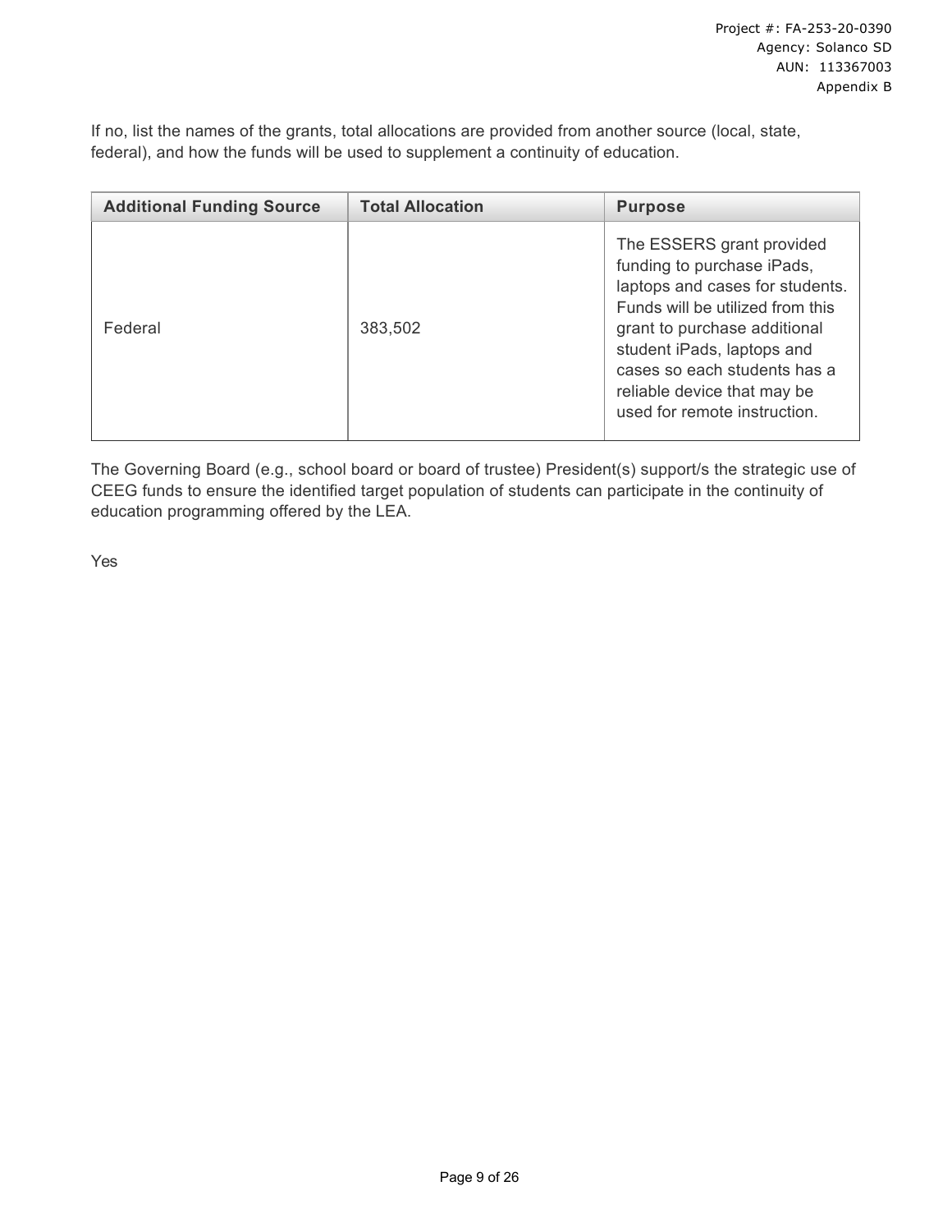If no, list the names of the grants, total allocations are provided from another source (local, state, federal), and how the funds will be used to supplement a continuity of education.

| Additional Funding Source | Total Allocation | Purpose |
| --- | --- | --- |
| Federal | 383,502 | The ESSERS grant provided funding to purchase iPads, laptops and cases for students. Funds will be utilized from this grant to purchase additional student iPads, laptops and cases so each students has a reliable device that may be used for remote instruction. |

The Governing Board (e.g., school board or board of trustee) President(s) support/s the strategic use of CEEG funds to ensure the identified target population of students can participate in the continuity of education programming offered by the LEA.

Yes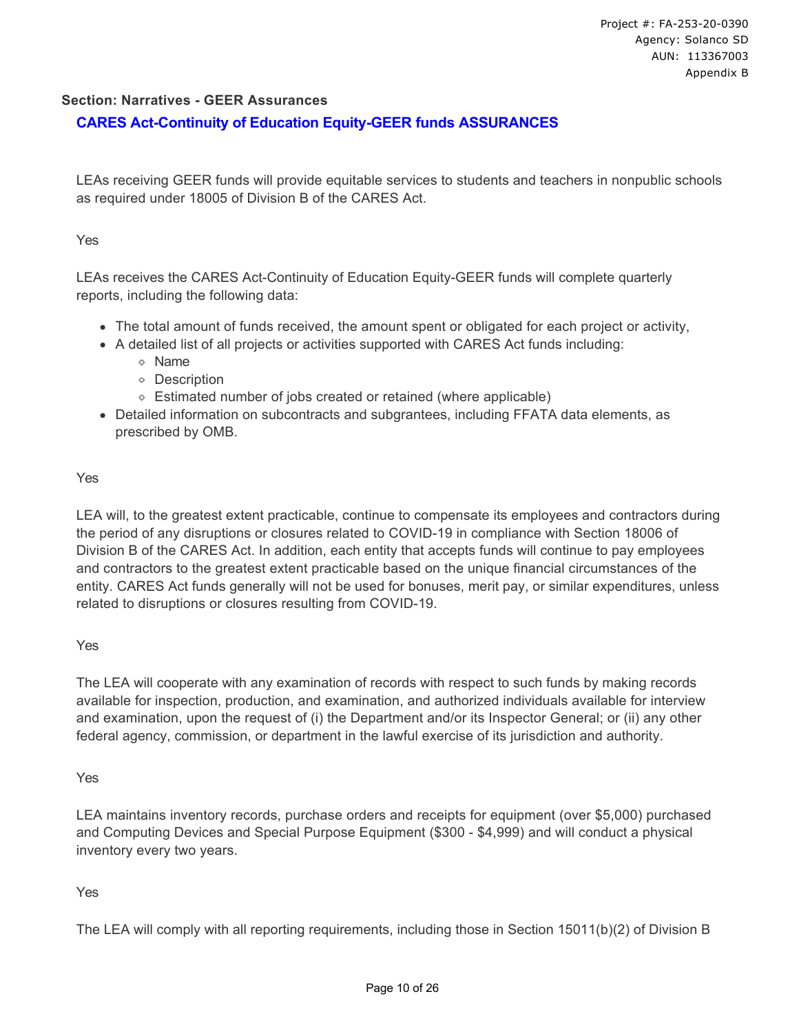**Section: Narratives - GEER Assurances**

## CARES Act-Continuity of Education Equity-GEER funds ASSURANCES

LEAs receiving GEER funds will provide equitable services to students and teachers in nonpublic schools as required under 18005 of Division B of the CARES Act.

Yes

LEAs receives the CARES Act-Continuity of Education Equity-GEER funds will complete quarterly reports, including the following data:

- The total amount of funds received, the amount spent or obligated for each project or activity,
- A detailed list of all projects or activities supported with CARES Act funds including:
  - Name
  - Description
  - Estimated number of jobs created or retained (where applicable)
- Detailed information on subcontracts and subgrantees, including FFATA data elements, as prescribed by OMB.

Yes

LEA will, to the greatest extent practicable, continue to compensate its employees and contractors during the period of any disruptions or closures related to COVID-19 in compliance with Section 18006 of Division B of the CARES Act. In addition, each entity that accepts funds will continue to pay employees and contractors to the greatest extent practicable based on the unique financial circumstances of the entity. CARES Act funds generally will not be used for bonuses, merit pay, or similar expenditures, unless related to disruptions or closures resulting from COVID-19.

Yes

The LEA will cooperate with any examination of records with respect to such funds by making records available for inspection, production, and examination, and authorized individuals available for interview and examination, upon the request of (i) the Department and/or its Inspector General; or (ii) any other federal agency, commission, or department in the lawful exercise of its jurisdiction and authority.

Yes

LEA maintains inventory records, purchase orders and receipts for equipment (over $5,000) purchased and Computing Devices and Special Purpose Equipment ($300 - $4,999) and will conduct a physical inventory every two years.

Yes

The LEA will comply with all reporting requirements, including those in Section 15011(b)(2) of Division B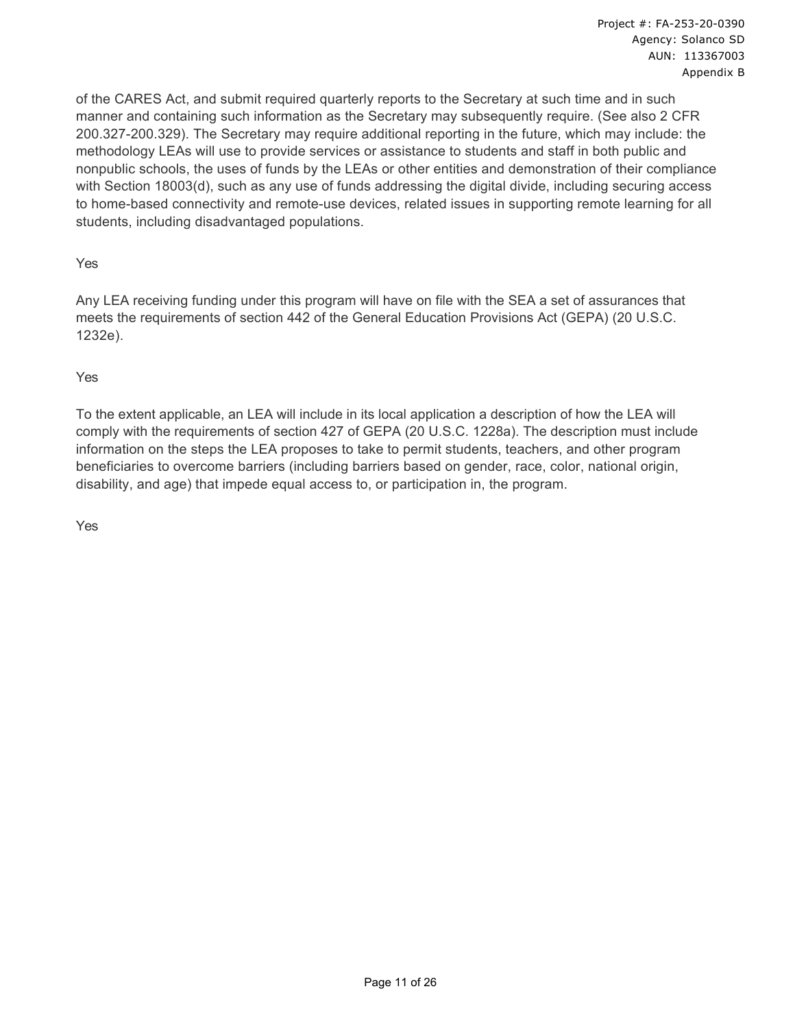of the CARES Act, and submit required quarterly reports to the Secretary at such time and in such manner and containing such information as the Secretary may subsequently require. (See also 2 CFR 200.327-200.329). The Secretary may require additional reporting in the future, which may include: the methodology LEAs will use to provide services or assistance to students and staff in both public and nonpublic schools, the uses of funds by the LEAs or other entities and demonstration of their compliance with Section 18003(d), such as any use of funds addressing the digital divide, including securing access to home-based connectivity and remote-use devices, related issues in supporting remote learning for all students, including disadvantaged populations.

Yes

Any LEA receiving funding under this program will have on file with the SEA a set of assurances that meets the requirements of section 442 of the General Education Provisions Act (GEPA) (20 U.S.C. 1232e).

Yes

To the extent applicable, an LEA will include in its local application a description of how the LEA will comply with the requirements of section 427 of GEPA (20 U.S.C. 1228a). The description must include information on the steps the LEA proposes to take to permit students, teachers, and other program beneficiaries to overcome barriers (including barriers based on gender, race, color, national origin, disability, and age) that impede equal access to, or participation in, the program.

Yes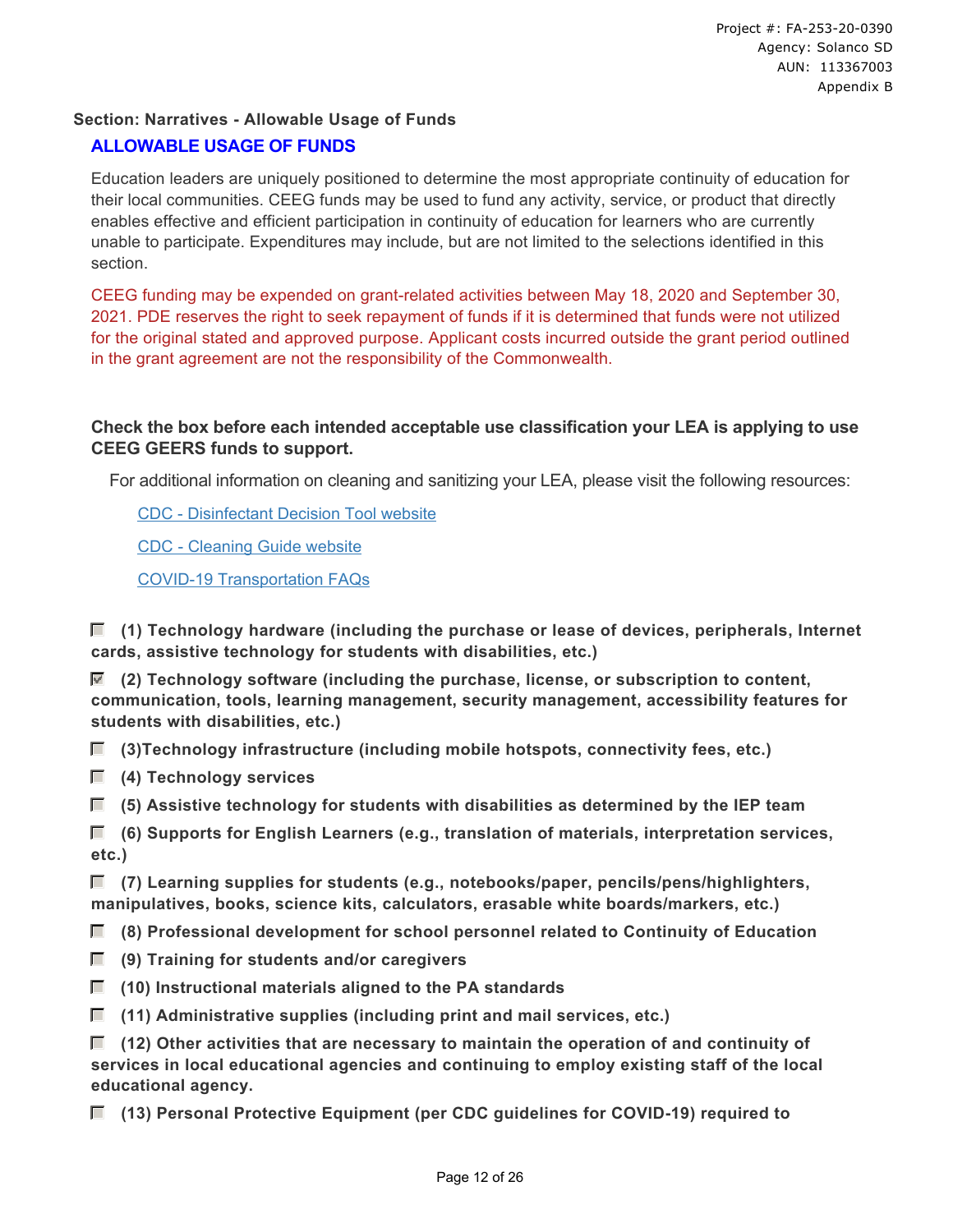Project #: FA-253-20-0390
Agency: Solanco SD
AUN: 113367003
Appendix B

**Section: Narratives - Allowable Usage of Funds**

## ALLOWABLE USAGE OF FUNDS

Education leaders are uniquely positioned to determine the most appropriate continuity of education for their local communities. CEEG funds may be used to fund any activity, service, or product that directly enables effective and efficient participation in continuity of education for learners who are currently unable to participate. Expenditures may include, but are not limited to the selections identified in this section.

CEEG funding may be expended on grant-related activities between May 18, 2020 and September 30, 2021. PDE reserves the right to seek repayment of funds if it is determined that funds were not utilized for the original stated and approved purpose. Applicant costs incurred outside the grant period outlined in the grant agreement are not the responsibility of the Commonwealth.

**Check the box before each intended acceptable use classification your LEA is applying to use CEEG GEERS funds to support.**

For additional information on cleaning and sanitizing your LEA, please visit the following resources:

[CDC - Disinfectant Decision Tool website]()

[CDC - Cleaning Guide website]()

[COVID-19 Transportation FAQs]()

- [ ] **(1) Technology hardware (including the purchase or lease of devices, peripherals, Internet cards, assistive technology for students with disabilities, etc.)**
- [x] **(2) Technology software (including the purchase, license, or subscription to content, communication, tools, learning management, security management, accessibility features for students with disabilities, etc.)**
- [ ] **(3)Technology infrastructure (including mobile hotspots, connectivity fees, etc.)**
- [ ] **(4) Technology services**
- [ ] **(5) Assistive technology for students with disabilities as determined by the IEP team**
- [ ] **(6) Supports for English Learners (e.g., translation of materials, interpretation services, etc.)**
- [ ] **(7) Learning supplies for students (e.g., notebooks/paper, pencils/pens/highlighters, manipulatives, books, science kits, calculators, erasable white boards/markers, etc.)**
- [ ] **(8) Professional development for school personnel related to Continuity of Education**
- [ ] **(9) Training for students and/or caregivers**
- [ ] **(10) Instructional materials aligned to the PA standards**
- [ ] **(11) Administrative supplies (including print and mail services, etc.)**
- [ ] **(12) Other activities that are necessary to maintain the operation of and continuity of services in local educational agencies and continuing to employ existing staff of the local educational agency.**
- [ ] **(13) Personal Protective Equipment (per CDC guidelines for COVID-19) required to**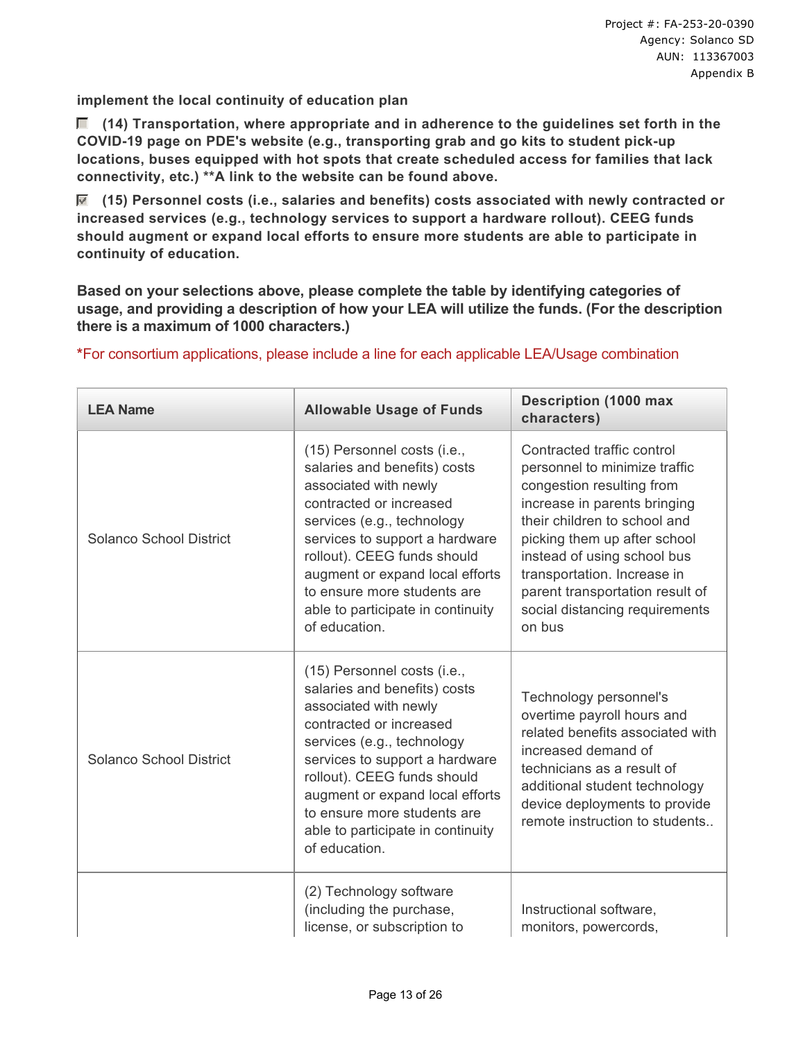**implement the local continuity of education plan**

☐ **(14) Transportation, where appropriate and in adherence to the guidelines set forth in the COVID-19 page on PDE's website (e.g., transporting grab and go kits to student pick-up locations, buses equipped with hot spots that create scheduled access for families that lack connectivity, etc.) **A link to the website can be found above.**

☑ **(15) Personnel costs (i.e., salaries and benefits) costs associated with newly contracted or increased services (e.g., technology services to support a hardware rollout). CEEG funds should augment or expand local efforts to ensure more students are able to participate in continuity of education.**

**Based on your selections above, please complete the table by identifying categories of usage, and providing a description of how your LEA will utilize the funds. (For the description there is a maximum of 1000 characters.)**

*For consortium applications, please include a line for each applicable LEA/Usage combination

| LEA Name | Allowable Usage of Funds | Description (1000 max characters) |
|---|---|---|
| Solanco School District | (15) Personnel costs (i.e., salaries and benefits) costs associated with newly contracted or increased services (e.g., technology services to support a hardware rollout). CEEG funds should augment or expand local efforts to ensure more students are able to participate in continuity of education. | Contracted traffic control personnel to minimize traffic congestion resulting from increase in parents bringing their children to school and picking them up after school instead of using school bus transportation. Increase in parent transportation result of social distancing requirements on bus |
| Solanco School District | (15) Personnel costs (i.e., salaries and benefits) costs associated with newly contracted or increased services (e.g., technology services to support a hardware rollout). CEEG funds should augment or expand local efforts to ensure more students are able to participate in continuity of education. | Technology personnel's overtime payroll hours and related benefits associated with increased demand of technicians as a result of additional student technology device deployments to provide remote instruction to students.. |
| | (2) Technology software (including the purchase, license, or subscription to | Instructional software, monitors, powercords, |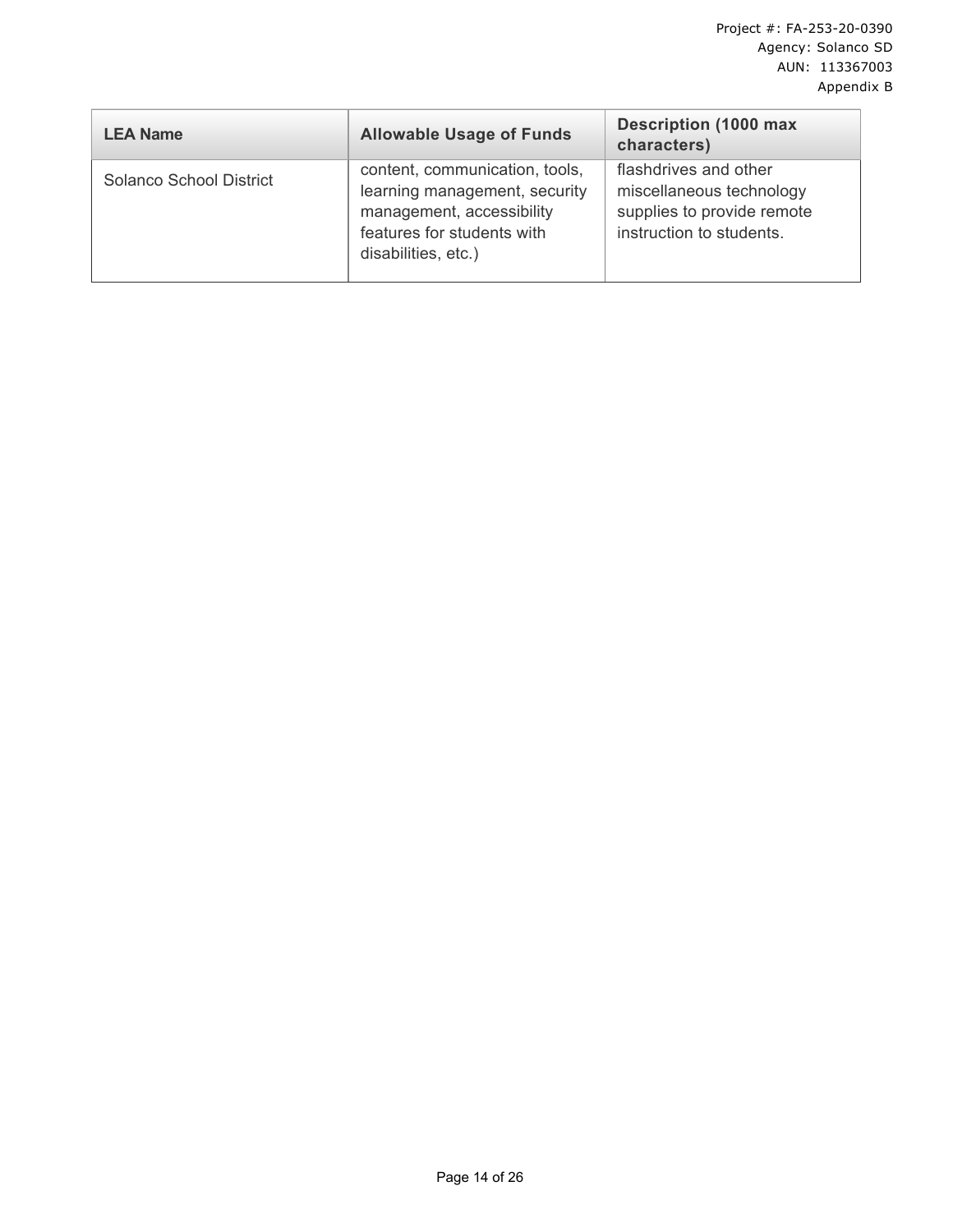| LEA Name | Allowable Usage of Funds | Description (1000 max characters) |
| --- | --- | --- |
| Solanco School District | content, communication, tools, learning management, security management, accessibility features for students with disabilities, etc.) | flashdrives and other miscellaneous technology supplies to provide remote instruction to students. |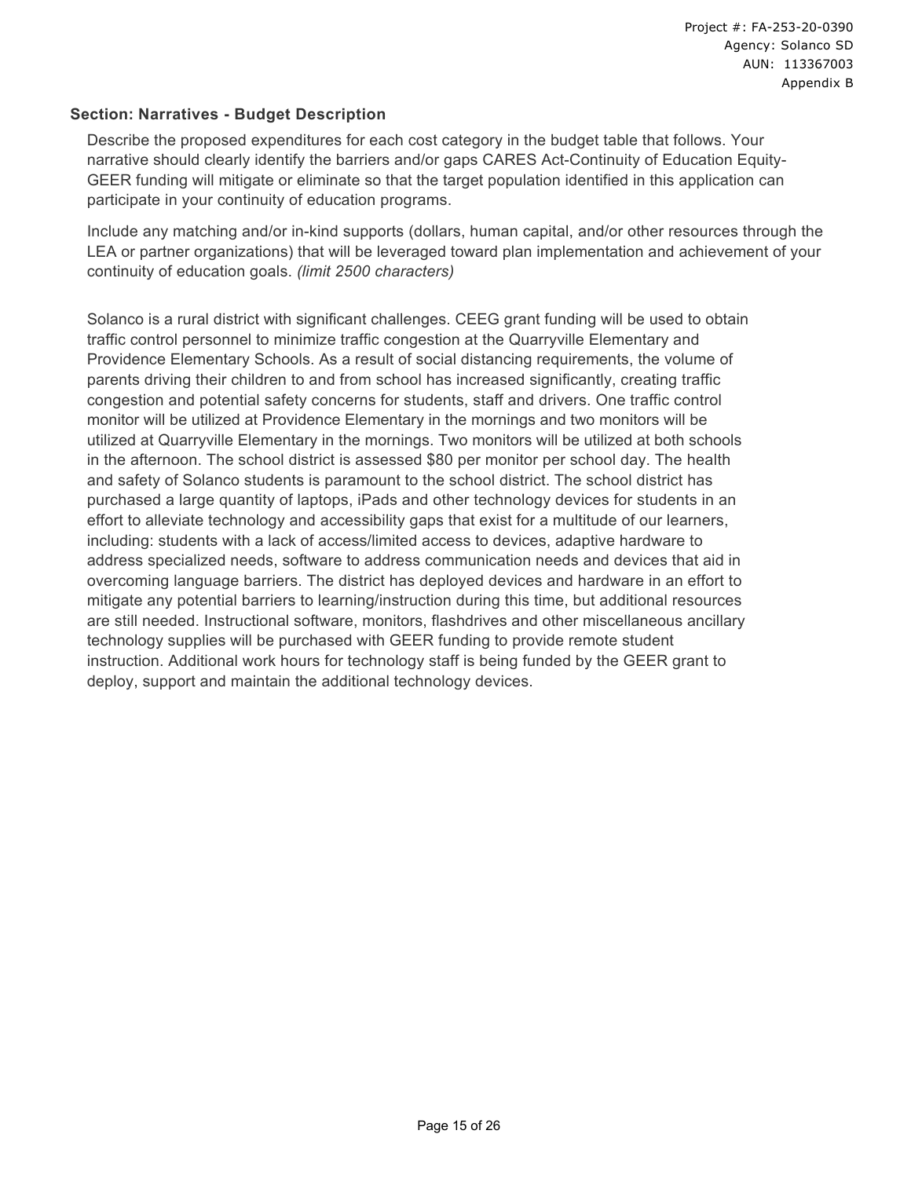## Section: Narratives - Budget Description

Describe the proposed expenditures for each cost category in the budget table that follows. Your narrative should clearly identify the barriers and/or gaps CARES Act-Continuity of Education Equity-GEER funding will mitigate or eliminate so that the target population identified in this application can participate in your continuity of education programs.

Include any matching and/or in-kind supports (dollars, human capital, and/or other resources through the LEA or partner organizations) that will be leveraged toward plan implementation and achievement of your continuity of education goals. *(limit 2500 characters)*

Solanco is a rural district with significant challenges. CEEG grant funding will be used to obtain traffic control personnel to minimize traffic congestion at the Quarryville Elementary and Providence Elementary Schools. As a result of social distancing requirements, the volume of parents driving their children to and from school has increased significantly, creating traffic congestion and potential safety concerns for students, staff and drivers. One traffic control monitor will be utilized at Providence Elementary in the mornings and two monitors will be utilized at Quarryville Elementary in the mornings. Two monitors will be utilized at both schools in the afternoon. The school district is assessed $80 per monitor per school day. The health and safety of Solanco students is paramount to the school district. The school district has purchased a large quantity of laptops, iPads and other technology devices for students in an effort to alleviate technology and accessibility gaps that exist for a multitude of our learners, including: students with a lack of access/limited access to devices, adaptive hardware to address specialized needs, software to address communication needs and devices that aid in overcoming language barriers. The district has deployed devices and hardware in an effort to mitigate any potential barriers to learning/instruction during this time, but additional resources are still needed. Instructional software, monitors, flashdrives and other miscellaneous ancillary technology supplies will be purchased with GEER funding to provide remote student instruction. Additional work hours for technology staff is being funded by the GEER grant to deploy, support and maintain the additional technology devices.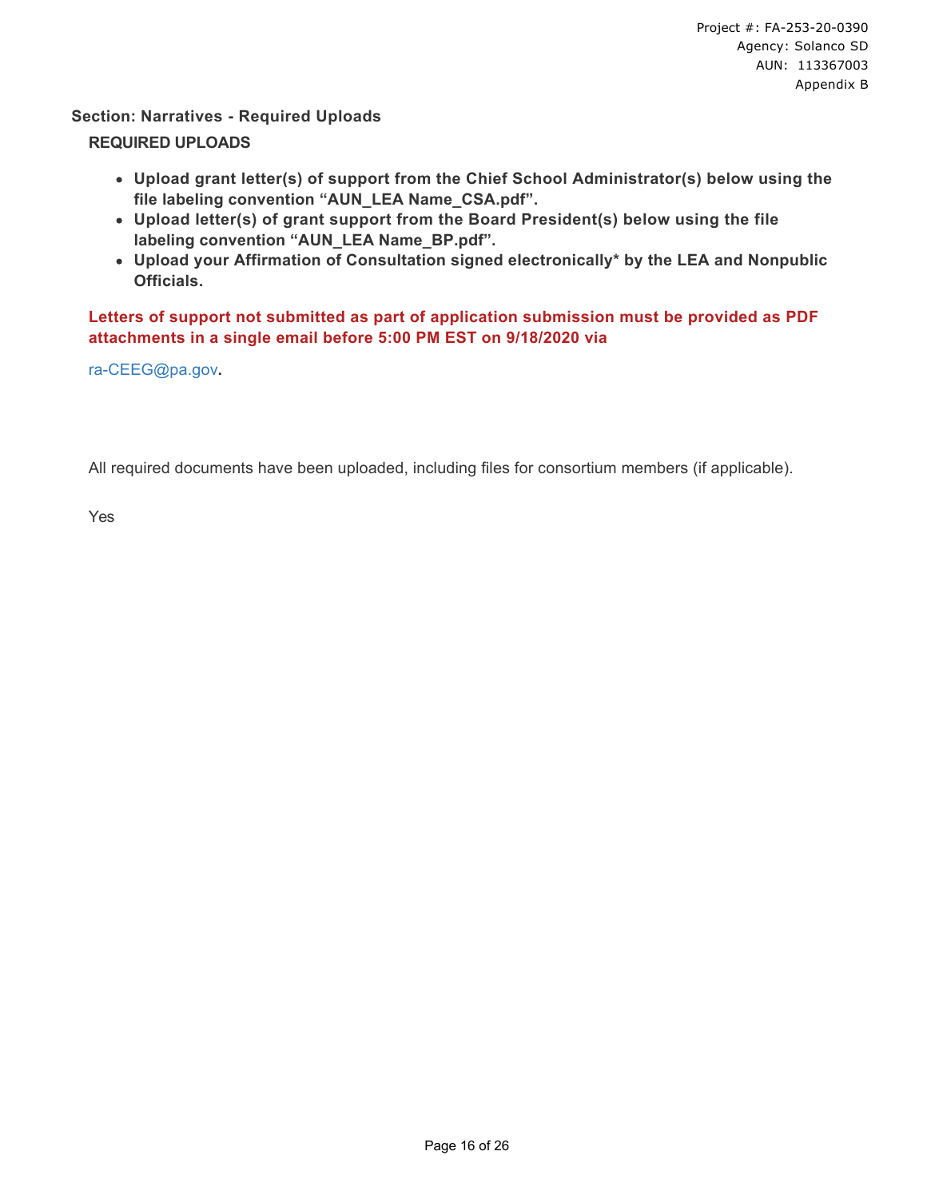Project #: FA-253-20-0390
Agency: Solanco SD
AUN: 113367003
Appendix B

## Section: Narratives - Required Uploads

### REQUIRED UPLOADS

- **Upload grant letter(s) of support from the Chief School Administrator(s) below using the file labeling convention “AUN_LEA Name_CSA.pdf”.**
- **Upload letter(s) of grant support from the Board President(s) below using the file labeling convention “AUN_LEA Name_BP.pdf”.**
- **Upload your Affirmation of Consultation signed electronically* by the LEA and Nonpublic Officials.**

**Letters of support not submitted as part of application submission must be provided as PDF attachments in a single email before 5:00 PM EST on 9/18/2020 via**

ra-CEEG@pa.gov.

All required documents have been uploaded, including files for consortium members (if applicable).

Yes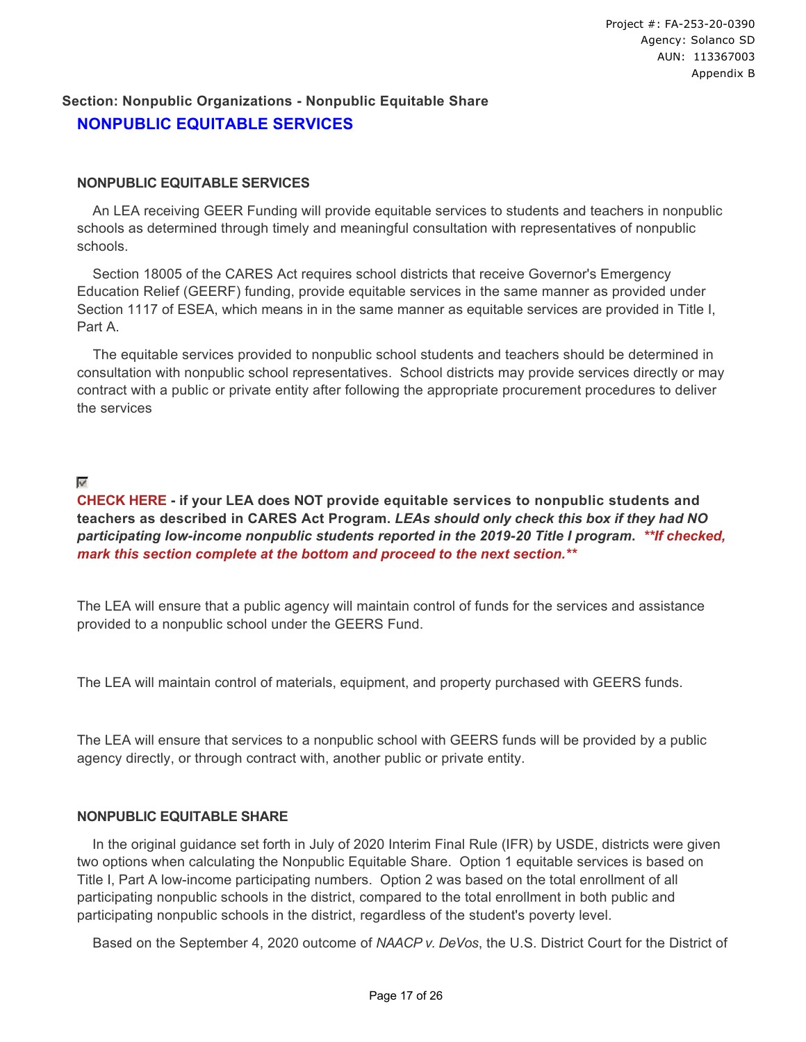## Section: Nonpublic Organizations - Nonpublic Equitable Share

### NONPUBLIC EQUITABLE SERVICES

#### NONPUBLIC EQUITABLE SERVICES

An LEA receiving GEER Funding will provide equitable services to students and teachers in nonpublic schools as determined through timely and meaningful consultation with representatives of nonpublic schools.

Section 18005 of the CARES Act requires school districts that receive Governor's Emergency Education Relief (GEERF) funding, provide equitable services in the same manner as provided under Section 1117 of ESEA, which means in in the same manner as equitable services are provided in Title I, Part A.

The equitable services provided to nonpublic school students and teachers should be determined in consultation with nonpublic school representatives. School districts may provide services directly or may contract with a public or private entity after following the appropriate procurement procedures to deliver the services

☑

**CHECK HERE - if your LEA does NOT provide equitable services to nonpublic students and teachers as described in CARES Act Program.** ***LEAs should only check this box if they had NO participating low-income nonpublic students reported in the 2019-20 Title I program. **If checked, mark this section complete at the bottom and proceed to the next section.*****

The LEA will ensure that a public agency will maintain control of funds for the services and assistance provided to a nonpublic school under the GEERS Fund.

The LEA will maintain control of materials, equipment, and property purchased with GEERS funds.

The LEA will ensure that services to a nonpublic school with GEERS funds will be provided by a public agency directly, or through contract with, another public or private entity.

#### NONPUBLIC EQUITABLE SHARE

In the original guidance set forth in July of 2020 Interim Final Rule (IFR) by USDE, districts were given two options when calculating the Nonpublic Equitable Share. Option 1 equitable services is based on Title I, Part A low-income participating numbers. Option 2 was based on the total enrollment of all participating nonpublic schools in the district, compared to the total enrollment in both public and participating nonpublic schools in the district, regardless of the student's poverty level.

Based on the September 4, 2020 outcome of *NAACP v. DeVos*, the U.S. District Court for the District of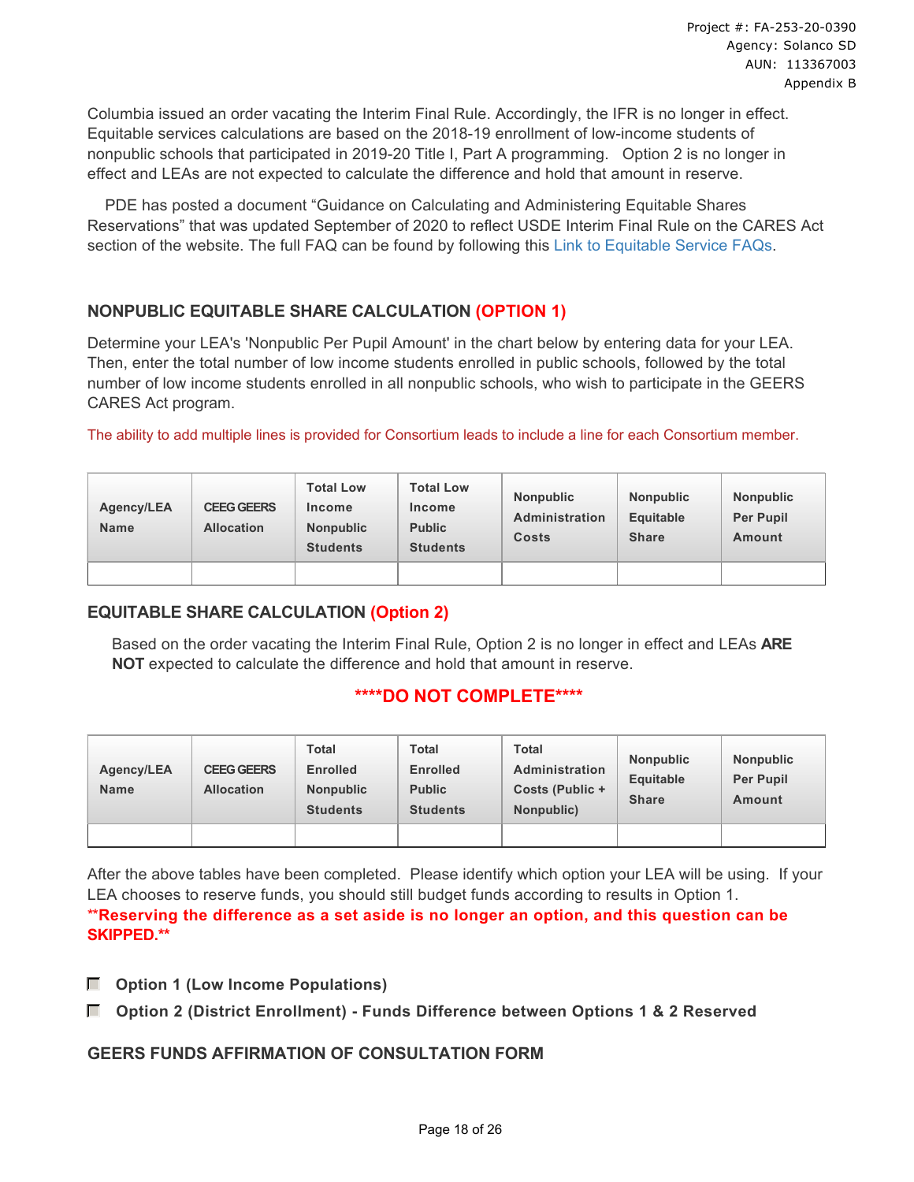Columbia issued an order vacating the Interim Final Rule. Accordingly, the IFR is no longer in effect. Equitable services calculations are based on the 2018-19 enrollment of low-income students of nonpublic schools that participated in 2019-20 Title I, Part A programming. Option 2 is no longer in effect and LEAs are not expected to calculate the difference and hold that amount in reserve.

PDE has posted a document "Guidance on Calculating and Administering Equitable Shares Reservations" that was updated September of 2020 to reflect USDE Interim Final Rule on the CARES Act section of the website. The full FAQ can be found by following this Link to Equitable Service FAQs.

## NONPUBLIC EQUITABLE SHARE CALCULATION (OPTION 1)

Determine your LEA's 'Nonpublic Per Pupil Amount' in the chart below by entering data for your LEA. Then, enter the total number of low income students enrolled in public schools, followed by the total number of low income students enrolled in all nonpublic schools, who wish to participate in the GEERS CARES Act program.

The ability to add multiple lines is provided for Consortium leads to include a line for each Consortium member.

| Agency/LEA Name | CEEG GEERS Allocation | Total Low Income Nonpublic Students | Total Low Income Public Students | Nonpublic Administration Costs | Nonpublic Equitable Share | Nonpublic Per Pupil Amount |
|---|---|---|---|---|---|---|
| | | | | | | |

## EQUITABLE SHARE CALCULATION (Option 2)

Based on the order vacating the Interim Final Rule, Option 2 is no longer in effect and LEAs **ARE NOT** expected to calculate the difference and hold that amount in reserve.

**\*\*\*\*DO NOT COMPLETE\*\*\*\***

| Agency/LEA Name | CEEG GEERS Allocation | Total Enrolled Nonpublic Students | Total Enrolled Public Students | Total Administration Costs (Public + Nonpublic) | Nonpublic Equitable Share | Nonpublic Per Pupil Amount |
|---|---|---|---|---|---|---|
| | | | | | | |

After the above tables have been completed. Please identify which option your LEA will be using. If your LEA chooses to reserve funds, you should still budget funds according to results in Option 1.
**\*\*Reserving the difference as a set aside is no longer an option, and this question can be SKIPPED.\*\***

- ☐ **Option 1 (Low Income Populations)**
- ☐ **Option 2 (District Enrollment) - Funds Difference between Options 1 & 2 Reserved**

## GEERS FUNDS AFFIRMATION OF CONSULTATION FORM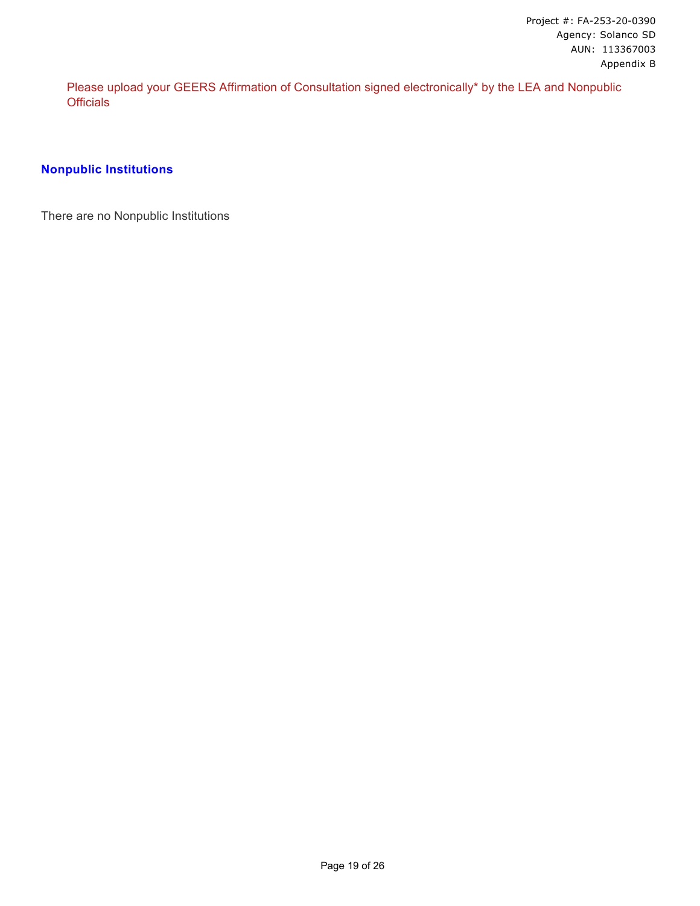Please upload your GEERS Affirmation of Consultation signed electronically* by the LEA and Nonpublic Officials

## Nonpublic Institutions

There are no Nonpublic Institutions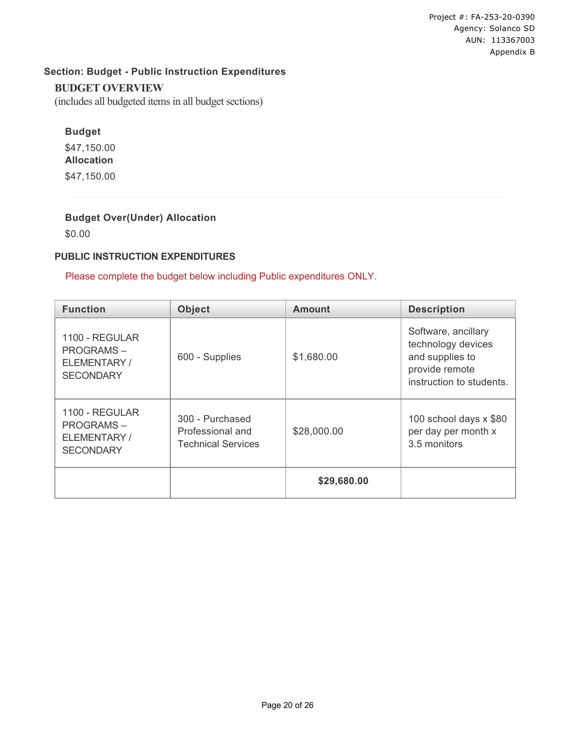Project #: FA-253-20-0390
Agency: Solanco SD
AUN: 113367003
Appendix B

## Section: Budget - Public Instruction Expenditures

### BUDGET OVERVIEW

(includes all budgeted items in all budget sections)

**Budget**

$47,150.00

**Allocation**

$47,150.00

**Budget Over(Under) Allocation**

$0.00

### PUBLIC INSTRUCTION EXPENDITURES

Please complete the budget below including Public expenditures ONLY.

| Function | Object | Amount | Description |
|---|---|---|---|
| 1100 - REGULAR PROGRAMS – ELEMENTARY / SECONDARY | 600 - Supplies | $1,680.00 | Software, ancillary technology devices and supplies to provide remote instruction to students. |
| 1100 - REGULAR PROGRAMS – ELEMENTARY / SECONDARY | 300 - Purchased Professional and Technical Services | $28,000.00 | 100 school days x $80 per day per month x 3.5 monitors |
| | | **$29,680.00** | |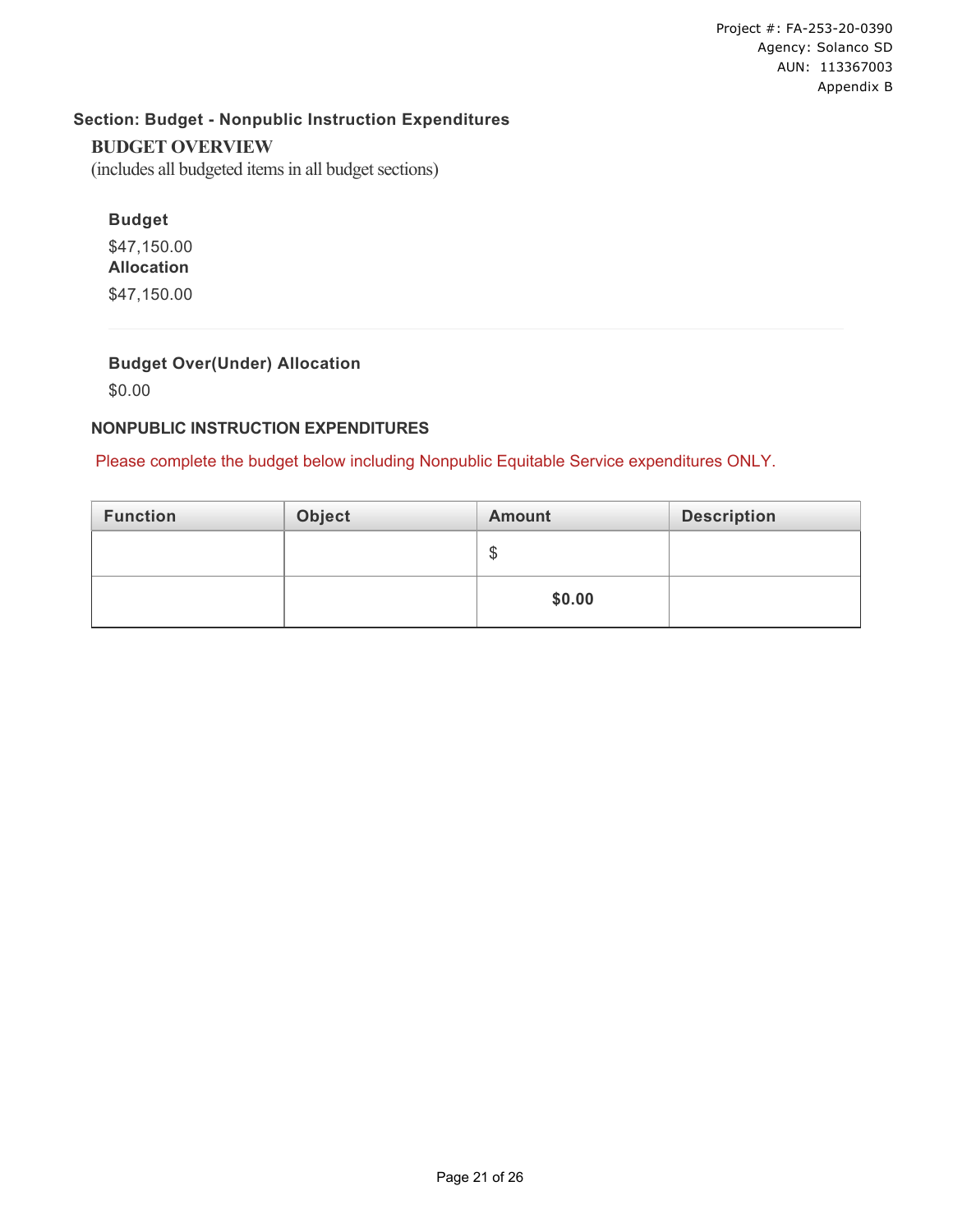Project #: FA-253-20-0390
Agency: Solanco SD
AUN: 113367003
Appendix B

**Section: Budget - Nonpublic Instruction Expenditures**

## BUDGET OVERVIEW

(includes all budgeted items in all budget sections)

**Budget**

$47,150.00

**Allocation**

$47,150.00

**Budget Over(Under) Allocation**

$0.00

### NONPUBLIC INSTRUCTION EXPENDITURES

Please complete the budget below including Nonpublic Equitable Service expenditures ONLY.

| Function | Object | Amount | Description |
|---|---|---|---|
| | | $ | |
| | | **$0.00** | |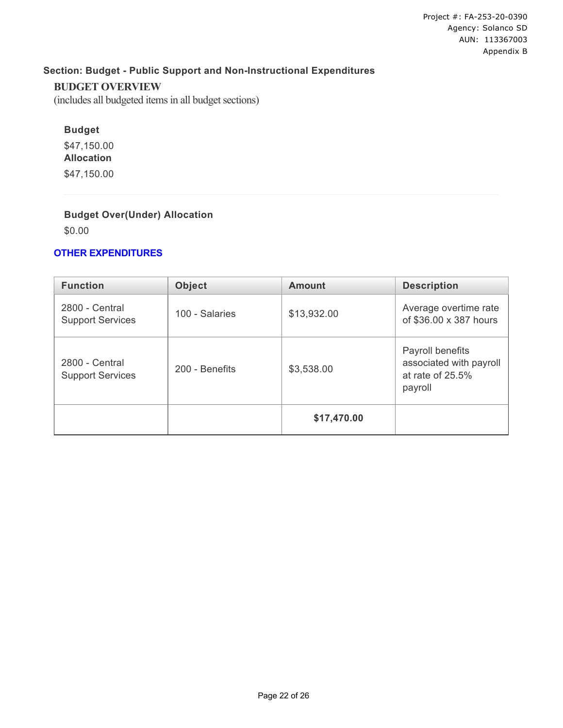Project #: FA-253-20-0390
Agency: Solanco SD
AUN: 113367003
Appendix B

### Section: Budget - Public Support and Non-Instructional Expenditures

**BUDGET OVERVIEW**
(includes all budgeted items in all budget sections)

**Budget**
$47,150.00

**Allocation**
$47,150.00

**Budget Over(Under) Allocation**
$0.00

**OTHER EXPENDITURES**

| Function | Object | Amount | Description |
| --- | --- | --- | --- |
| 2800 - Central Support Services | 100 - Salaries | $13,932.00 | Average overtime rate of $36.00 x 387 hours |
| 2800 - Central Support Services | 200 - Benefits | $3,538.00 | Payroll benefits associated with payroll at rate of 25.5% payroll |
| | | **$17,470.00** | |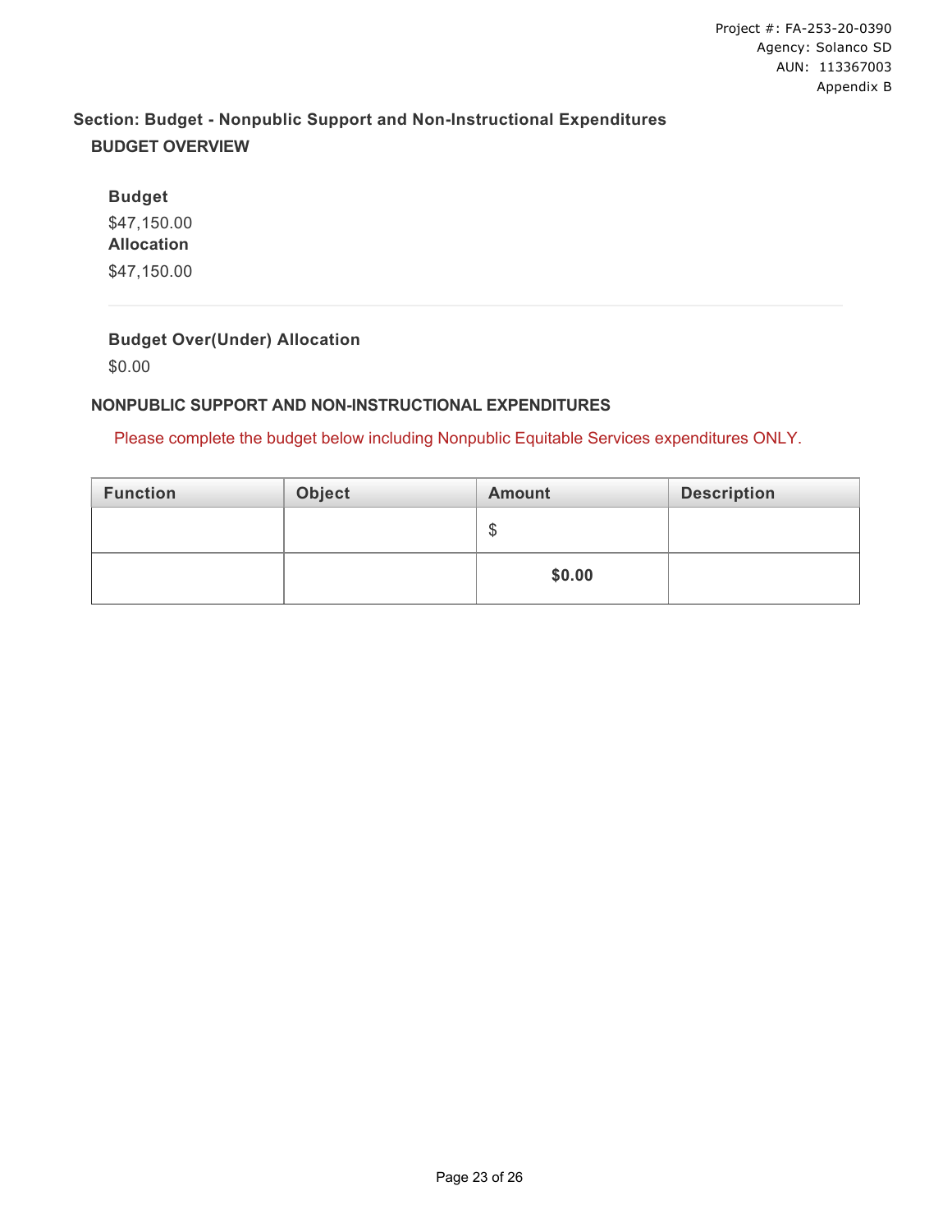Project #: FA-253-20-0390
Agency: Solanco SD
AUN: 113367003
Appendix B

## Section: Budget - Nonpublic Support and Non-Instructional Expenditures

### BUDGET OVERVIEW

**Budget**

$47,150.00

**Allocation**

$47,150.00

**Budget Over(Under) Allocation**

$0.00

### NONPUBLIC SUPPORT AND NON-INSTRUCTIONAL EXPENDITURES

Please complete the budget below including Nonpublic Equitable Services expenditures ONLY.

| Function | Object | Amount | Description |
|---|---|---|---|
| | | $ | |
| | | **$0.00** | |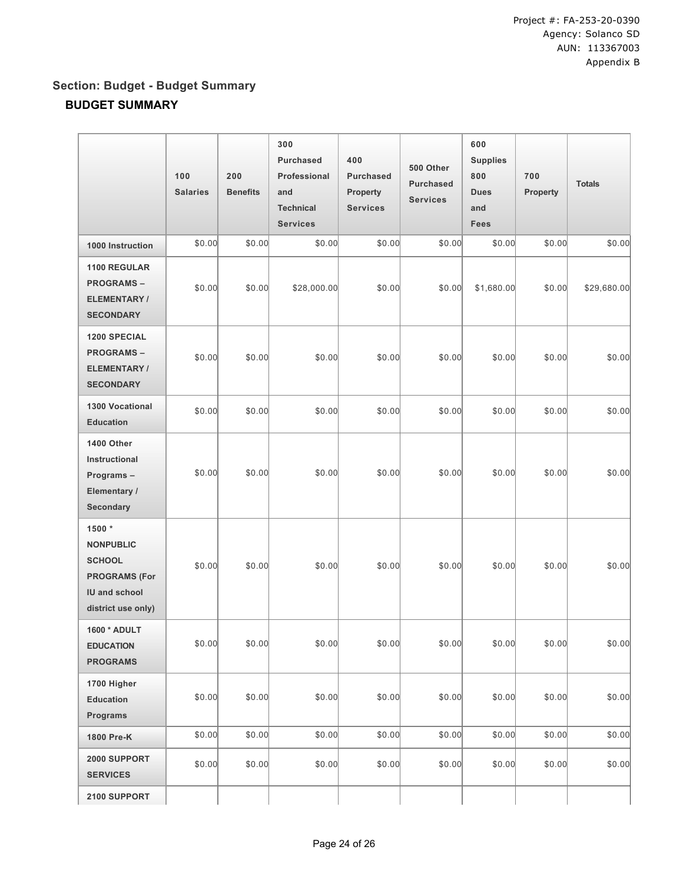Project #: FA-253-20-0390
Agency: Solanco SD
AUN: 113367003
Appendix B

## Section: Budget - Budget Summary

### BUDGET SUMMARY

| | 100 Salaries | 200 Benefits | 300 Purchased Professional and Technical Services | 400 Purchased Property Services | 500 Other Purchased Services | 600 Supplies 800 Dues and Fees | 700 Property | Totals |
|---|---|---|---|---|---|---|---|---|
| **1000 Instruction** | $0.00 | $0.00 | $0.00 | $0.00 | $0.00 | $0.00 | $0.00 | $0.00 |
| **1100 REGULAR PROGRAMS – ELEMENTARY / SECONDARY** | $0.00 | $0.00 | $28,000.00 | $0.00 | $0.00 | $1,680.00 | $0.00 | $29,680.00 |
| **1200 SPECIAL PROGRAMS – ELEMENTARY / SECONDARY** | $0.00 | $0.00 | $0.00 | $0.00 | $0.00 | $0.00 | $0.00 | $0.00 |
| **1300 Vocational Education** | $0.00 | $0.00 | $0.00 | $0.00 | $0.00 | $0.00 | $0.00 | $0.00 |
| **1400 Other Instructional Programs – Elementary / Secondary** | $0.00 | $0.00 | $0.00 | $0.00 | $0.00 | $0.00 | $0.00 | $0.00 |
| **1500 * NONPUBLIC SCHOOL PROGRAMS (For IU and school district use only)** | $0.00 | $0.00 | $0.00 | $0.00 | $0.00 | $0.00 | $0.00 | $0.00 |
| **1600 * ADULT EDUCATION PROGRAMS** | $0.00 | $0.00 | $0.00 | $0.00 | $0.00 | $0.00 | $0.00 | $0.00 |
| **1700 Higher Education Programs** | $0.00 | $0.00 | $0.00 | $0.00 | $0.00 | $0.00 | $0.00 | $0.00 |
| **1800 Pre-K** | $0.00 | $0.00 | $0.00 | $0.00 | $0.00 | $0.00 | $0.00 | $0.00 |
| **2000 SUPPORT SERVICES** | $0.00 | $0.00 | $0.00 | $0.00 | $0.00 | $0.00 | $0.00 | $0.00 |
| **2100 SUPPORT** | | | | | | | | |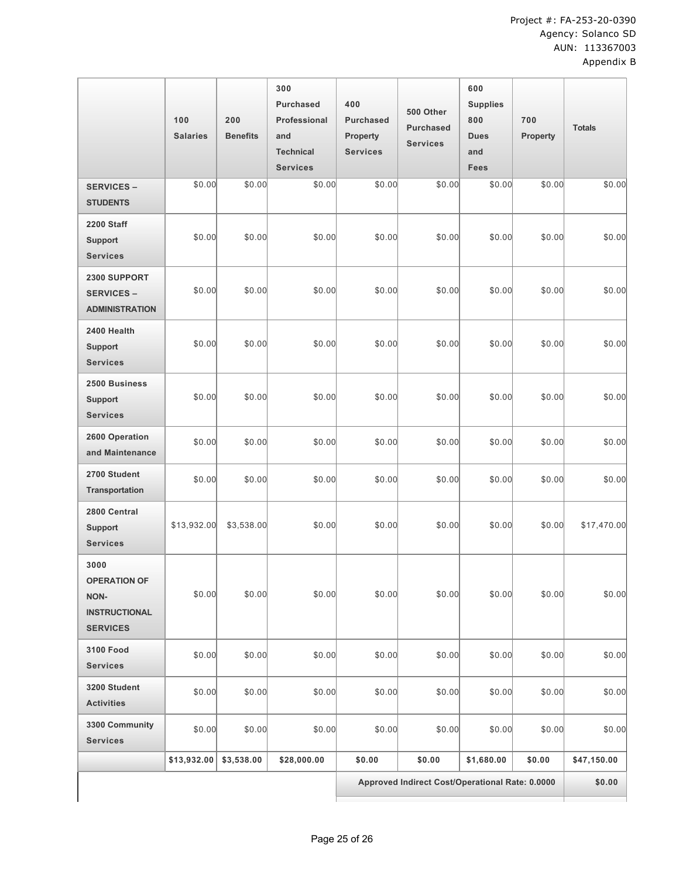Project #: FA-253-20-0390
Agency: Solanco SD
AUN: 113367003
Appendix B

| | 100 Salaries | 200 Benefits | 300 Purchased Professional and Technical Services | 400 Purchased Property Services | 500 Other Purchased Services | 600 Supplies 800 Dues and Fees | 700 Property | Totals |
|---|---|---|---|---|---|---|---|---|
| **SERVICES – STUDENTS** | $0.00 | $0.00 | $0.00 | $0.00 | $0.00 | $0.00 | $0.00 | $0.00 |
| **2200 Staff Support Services** | $0.00 | $0.00 | $0.00 | $0.00 | $0.00 | $0.00 | $0.00 | $0.00 |
| **2300 SUPPORT SERVICES – ADMINISTRATION** | $0.00 | $0.00 | $0.00 | $0.00 | $0.00 | $0.00 | $0.00 | $0.00 |
| **2400 Health Support Services** | $0.00 | $0.00 | $0.00 | $0.00 | $0.00 | $0.00 | $0.00 | $0.00 |
| **2500 Business Support Services** | $0.00 | $0.00 | $0.00 | $0.00 | $0.00 | $0.00 | $0.00 | $0.00 |
| **2600 Operation and Maintenance** | $0.00 | $0.00 | $0.00 | $0.00 | $0.00 | $0.00 | $0.00 | $0.00 |
| **2700 Student Transportation** | $0.00 | $0.00 | $0.00 | $0.00 | $0.00 | $0.00 | $0.00 | $0.00 |
| **2800 Central Support Services** | $13,932.00 | $3,538.00 | $0.00 | $0.00 | $0.00 | $0.00 | $0.00 | $17,470.00 |
| **3000 OPERATION OF NON-INSTRUCTIONAL SERVICES** | $0.00 | $0.00 | $0.00 | $0.00 | $0.00 | $0.00 | $0.00 | $0.00 |
| **3100 Food Services** | $0.00 | $0.00 | $0.00 | $0.00 | $0.00 | $0.00 | $0.00 | $0.00 |
| **3200 Student Activities** | $0.00 | $0.00 | $0.00 | $0.00 | $0.00 | $0.00 | $0.00 | $0.00 |
| **3300 Community Services** | $0.00 | $0.00 | $0.00 | $0.00 | $0.00 | $0.00 | $0.00 | $0.00 |
| | **$13,932.00** | **$3,538.00** | **$28,000.00** | **$0.00** | **$0.00** | **$1,680.00** | **$0.00** | **$47,150.00** |
| | | | | **Approved Indirect Cost/Operational Rate: 0.0000** | | | | **$0.00** |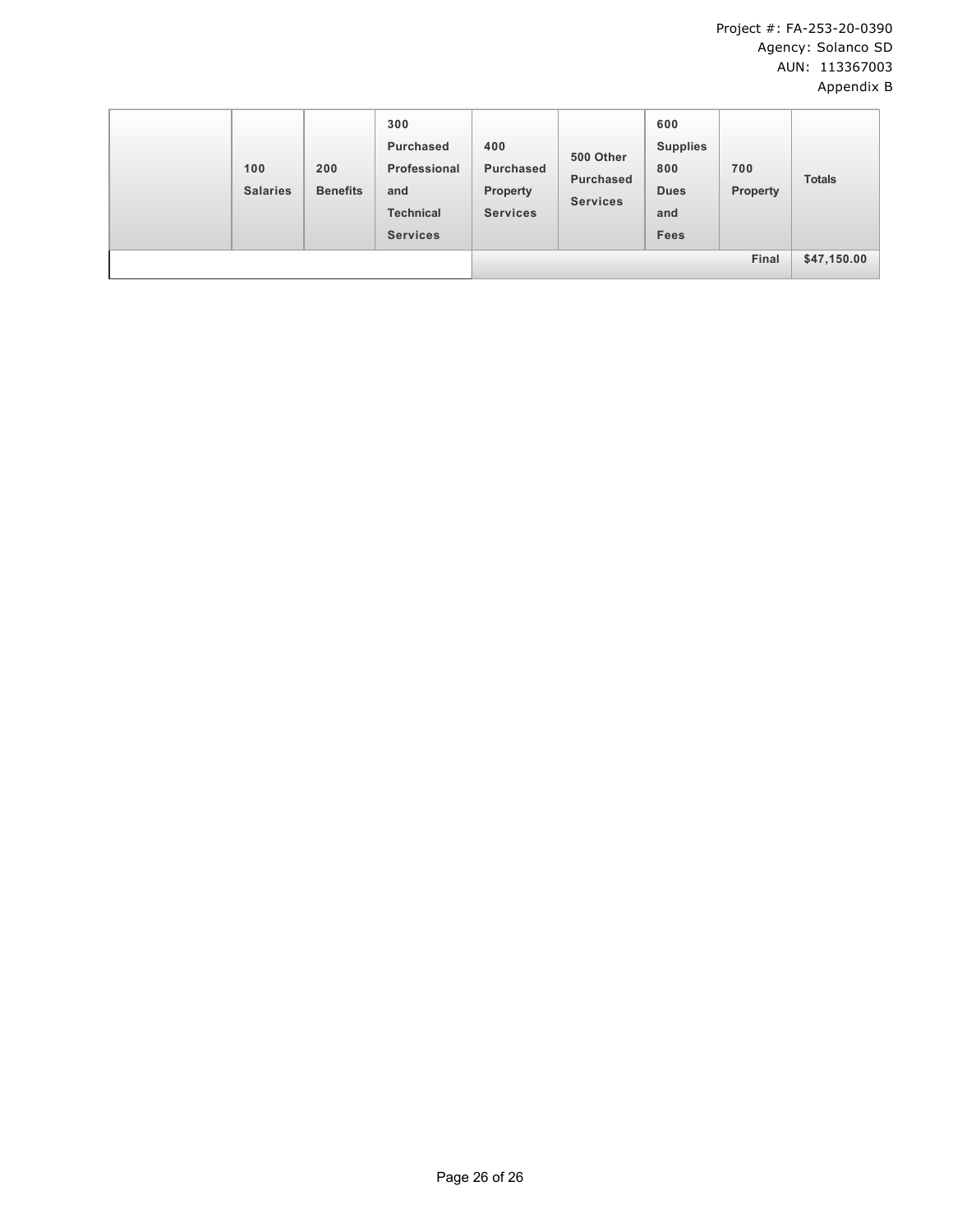| | 100 Salaries | 200 Benefits | 300 Purchased Professional and Technical Services | 400 Purchased Property Services | 500 Other Purchased Services | 600 Supplies 800 Dues and Fees | 700 Property | Totals |
|---|---|---|---|---|---|---|---|---|
| | | | | | | | Final | $47,150.00 |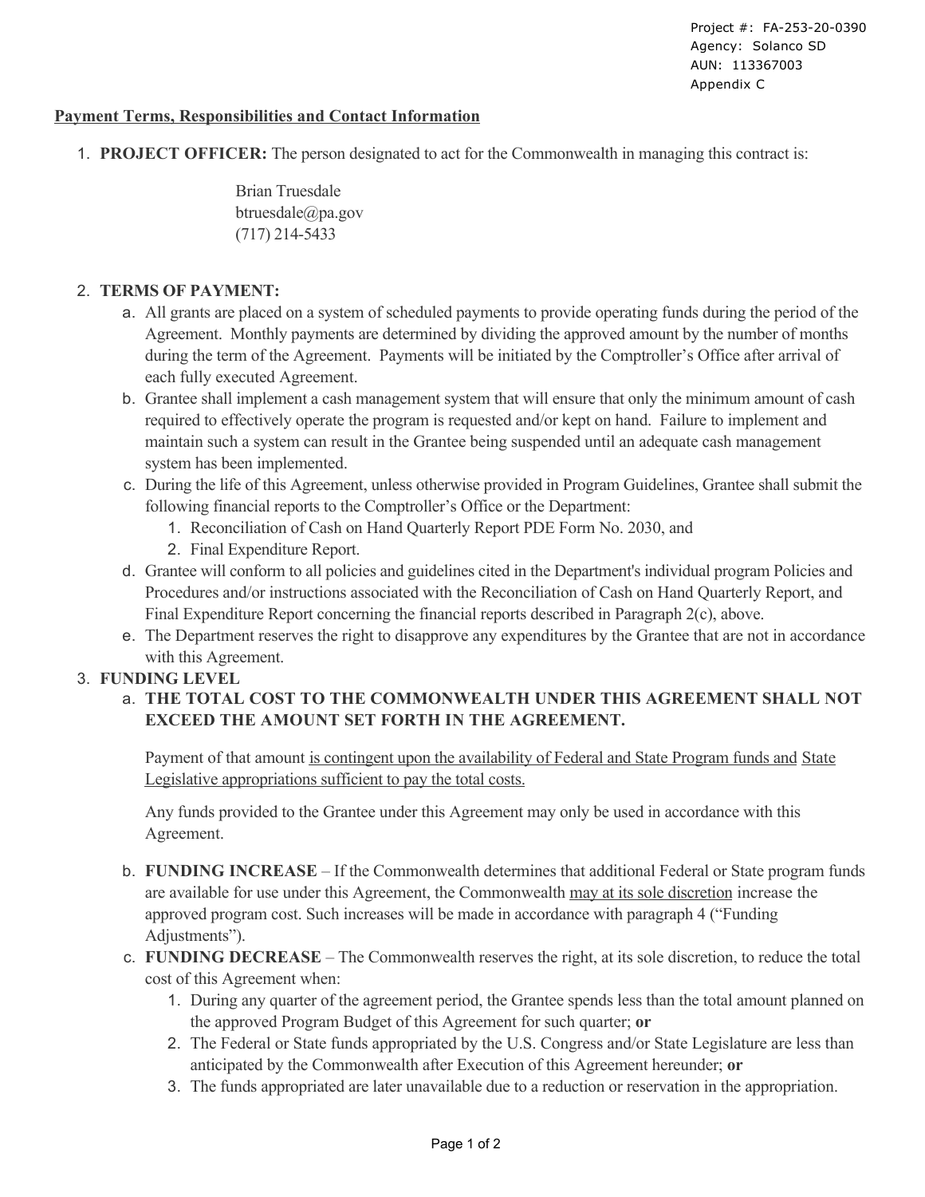Project #: FA-253-20-0390
Agency: Solanco SD
AUN: 113367003
Appendix C

**Payment Terms, Responsibilities and Contact Information**

1. **PROJECT OFFICER:** The person designated to act for the Commonwealth in managing this contract is:

   Brian Truesdale
   btruesdale@pa.gov
   (717) 214-5433

2. **TERMS OF PAYMENT:**
   a. All grants are placed on a system of scheduled payments to provide operating funds during the period of the Agreement. Monthly payments are determined by dividing the approved amount by the number of months during the term of the Agreement. Payments will be initiated by the Comptroller's Office after arrival of each fully executed Agreement.
   b. Grantee shall implement a cash management system that will ensure that only the minimum amount of cash required to effectively operate the program is requested and/or kept on hand. Failure to implement and maintain such a system can result in the Grantee being suspended until an adequate cash management system has been implemented.
   c. During the life of this Agreement, unless otherwise provided in Program Guidelines, Grantee shall submit the following financial reports to the Comptroller's Office or the Department:
      1. Reconciliation of Cash on Hand Quarterly Report PDE Form No. 2030, and
      2. Final Expenditure Report.
   d. Grantee will conform to all policies and guidelines cited in the Department's individual program Policies and Procedures and/or instructions associated with the Reconciliation of Cash on Hand Quarterly Report, and Final Expenditure Report concerning the financial reports described in Paragraph 2(c), above.
   e. The Department reserves the right to disapprove any expenditures by the Grantee that are not in accordance with this Agreement.

3. **FUNDING LEVEL**
   a. **THE TOTAL COST TO THE COMMONWEALTH UNDER THIS AGREEMENT SHALL NOT EXCEED THE AMOUNT SET FORTH IN THE AGREEMENT.**

      Payment of that amount is contingent upon the availability of Federal and State Program funds and State Legislative appropriations sufficient to pay the total costs.

      Any funds provided to the Grantee under this Agreement may only be used in accordance with this Agreement.

   b. **FUNDING INCREASE** – If the Commonwealth determines that additional Federal or State program funds are available for use under this Agreement, the Commonwealth may at its sole discretion increase the approved program cost. Such increases will be made in accordance with paragraph 4 ("Funding Adjustments").
   c. **FUNDING DECREASE** – The Commonwealth reserves the right, at its sole discretion, to reduce the total cost of this Agreement when:
      1. During any quarter of the agreement period, the Grantee spends less than the total amount planned on the approved Program Budget of this Agreement for such quarter; **or**
      2. The Federal or State funds appropriated by the U.S. Congress and/or State Legislature are less than anticipated by the Commonwealth after Execution of this Agreement hereunder; **or**
      3. The funds appropriated are later unavailable due to a reduction or reservation in the appropriation.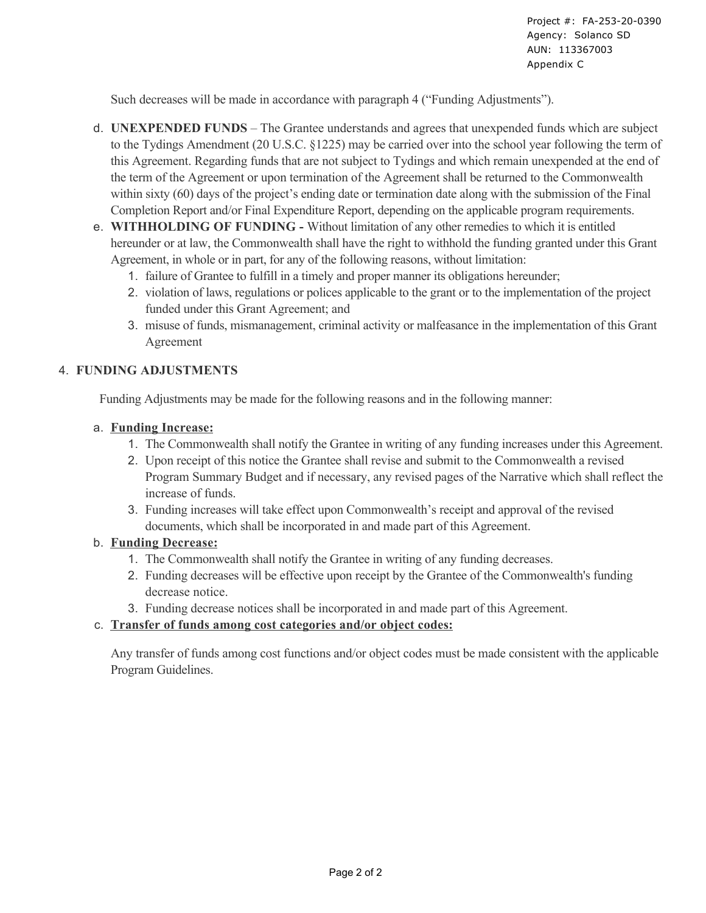Such decreases will be made in accordance with paragraph 4 (“Funding Adjustments”).

d. **UNEXPENDED FUNDS** – The Grantee understands and agrees that unexpended funds which are subject to the Tydings Amendment (20 U.S.C. §1225) may be carried over into the school year following the term of this Agreement. Regarding funds that are not subject to Tydings and which remain unexpended at the end of the term of the Agreement or upon termination of the Agreement shall be returned to the Commonwealth within sixty (60) days of the project’s ending date or termination date along with the submission of the Final Completion Report and/or Final Expenditure Report, depending on the applicable program requirements.

e. **WITHHOLDING OF FUNDING -** Without limitation of any other remedies to which it is entitled hereunder or at law, the Commonwealth shall have the right to withhold the funding granted under this Grant Agreement, in whole or in part, for any of the following reasons, without limitation:
   1. failure of Grantee to fulfill in a timely and proper manner its obligations hereunder;
   2. violation of laws, regulations or polices applicable to the grant or to the implementation of the project funded under this Grant Agreement; and
   3. misuse of funds, mismanagement, criminal activity or malfeasance in the implementation of this Grant Agreement

## 4. FUNDING ADJUSTMENTS

Funding Adjustments may be made for the following reasons and in the following manner:

a. **Funding Increase:**
   1. The Commonwealth shall notify the Grantee in writing of any funding increases under this Agreement.
   2. Upon receipt of this notice the Grantee shall revise and submit to the Commonwealth a revised Program Summary Budget and if necessary, any revised pages of the Narrative which shall reflect the increase of funds.
   3. Funding increases will take effect upon Commonwealth’s receipt and approval of the revised documents, which shall be incorporated in and made part of this Agreement.

b. **Funding Decrease:**
   1. The Commonwealth shall notify the Grantee in writing of any funding decreases.
   2. Funding decreases will be effective upon receipt by the Grantee of the Commonwealth's funding decrease notice.
   3. Funding decrease notices shall be incorporated in and made part of this Agreement.

c. **Transfer of funds among cost categories and/or object codes:**

   Any transfer of funds among cost functions and/or object codes must be made consistent with the applicable Program Guidelines.